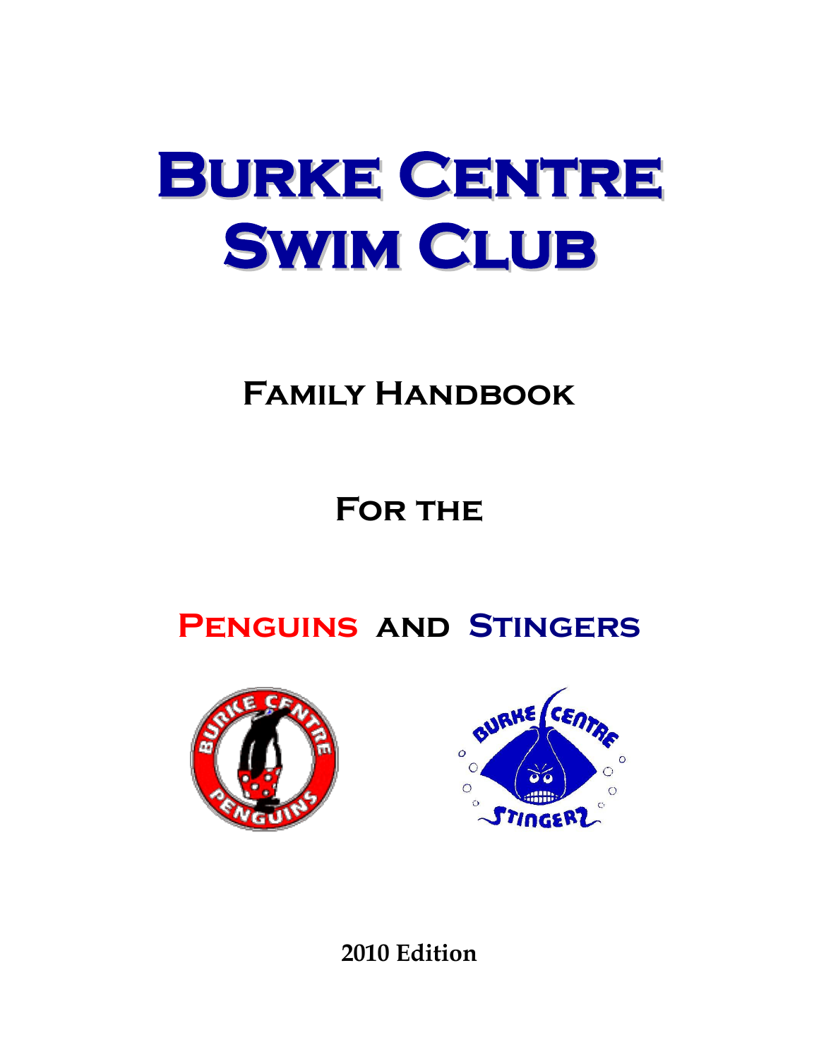# Burke Centre Swim Club

## Family Handbook

## For the

## Penguins and Stingers

**2010 Edition**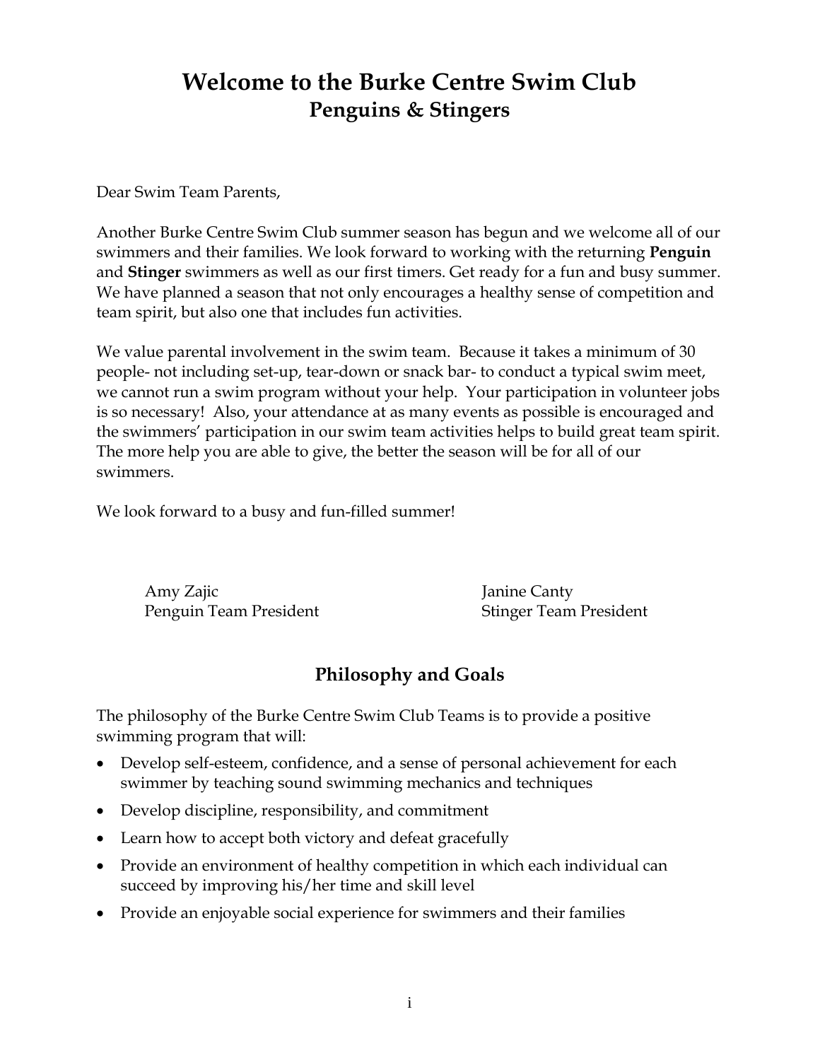# Welcome to the Burke Centre Swim Club
## Penguins & Stingers

Dear Swim Team Parents,

Another Burke Centre Swim Club summer season has begun and we welcome all of our swimmers and their families. We look forward to working with the returning **Penguin** and **Stinger** swimmers as well as our first timers. Get ready for a fun and busy summer. We have planned a season that not only encourages a healthy sense of competition and team spirit, but also one that includes fun activities.

We value parental involvement in the swim team. Because it takes a minimum of 30 people- not including set-up, tear-down or snack bar- to conduct a typical swim meet, we cannot run a swim program without your help. Your participation in volunteer jobs is so necessary! Also, your attendance at as many events as possible is encouraged and the swimmers' participation in our swim team activities helps to build great team spirit. The more help you are able to give, the better the season will be for all of our swimmers.

We look forward to a busy and fun-filled summer!

Amy Zajic
Penguin Team President

Janine Canty
Stinger Team President

## Philosophy and Goals

The philosophy of the Burke Centre Swim Club Teams is to provide a positive swimming program that will:

- Develop self-esteem, confidence, and a sense of personal achievement for each swimmer by teaching sound swimming mechanics and techniques
- Develop discipline, responsibility, and commitment
- Learn how to accept both victory and defeat gracefully
- Provide an environment of healthy competition in which each individual can succeed by improving his/her time and skill level
- Provide an enjoyable social experience for swimmers and their families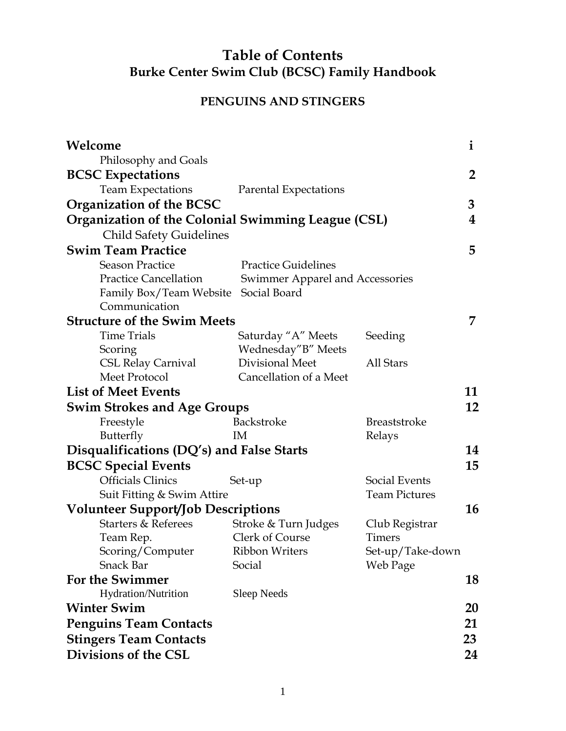# Table of Contents

## Burke Center Swim Club (BCSC) Family Handbook

### PENGUINS AND STINGERS

| Section | Subsections | | Page |
|---|---|---|---|
| **Welcome** | | | **i** |
| Philosophy and Goals | | | |
| **BCSC Expectations** | | | **2** |
| Team Expectations | Parental Expectations | | |
| **Organization of the BCSC** | | | **3** |
| **Organization of the Colonial Swimming League (CSL)** | | | **4** |
| Child Safety Guidelines | | | |
| **Swim Team Practice** | | | **5** |
| Season Practice | Practice Guidelines | | |
| Practice Cancellation | Swimmer Apparel and Accessories | | |
| Family Box/Team Website | Social Board | | |
| Communication | | | |
| **Structure of the Swim Meets** | | | **7** |
| Time Trials | Saturday "A" Meets | Seeding | |
| Scoring | Wednesday"B" Meets | | |
| CSL Relay Carnival | Divisional Meet | All Stars | |
| Meet Protocol | Cancellation of a Meet | | |
| **List of Meet Events** | | | **11** |
| **Swim Strokes and Age Groups** | | | **12** |
| Freestyle | Backstroke | Breaststroke | |
| Butterfly | IM | Relays | |
| **Disqualifications (DQ's) and False Starts** | | | **14** |
| **BCSC Special Events** | | | **15** |
| Officials Clinics | Set-up | Social Events | |
| Suit Fitting & Swim Attire | | Team Pictures | |
| **Volunteer Support/Job Descriptions** | | | **16** |
| Starters & Referees | Stroke & Turn Judges | Club Registrar | |
| Team Rep. | Clerk of Course | Timers | |
| Scoring/Computer | Ribbon Writers | Set-up/Take-down | |
| Snack Bar | Social | Web Page | |
| **For the Swimmer** | | | **18** |
| Hydration/Nutrition | Sleep Needs | | |
| **Winter Swim** | | | **20** |
| **Penguins Team Contacts** | | | **21** |
| **Stingers Team Contacts** | | | **23** |
| **Divisions of the CSL** | | | **24** |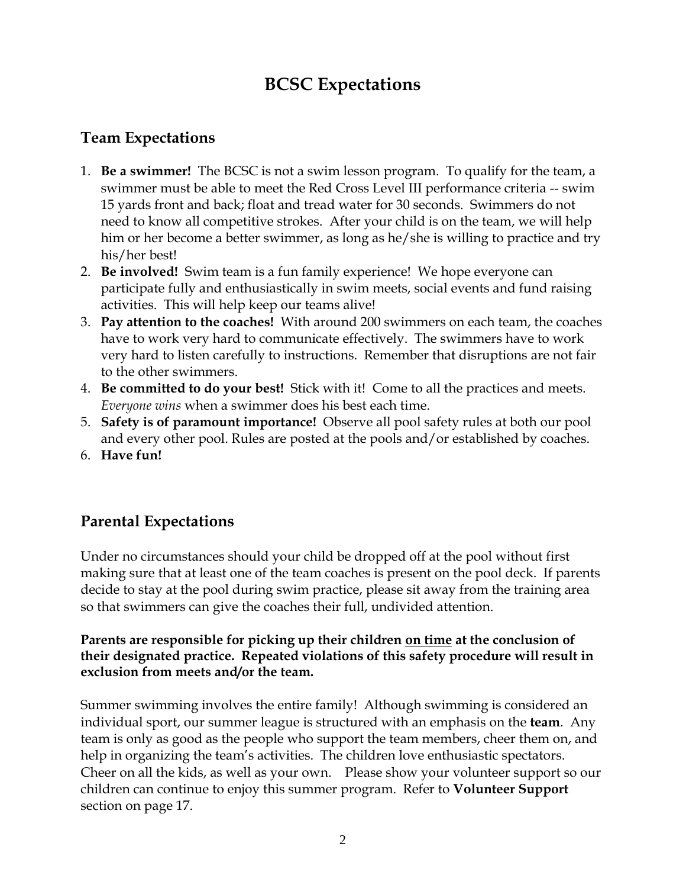# BCSC Expectations

## Team Expectations

1. **Be a swimmer!** The BCSC is not a swim lesson program. To qualify for the team, a swimmer must be able to meet the Red Cross Level III performance criteria -- swim 15 yards front and back; float and tread water for 30 seconds. Swimmers do not need to know all competitive strokes. After your child is on the team, we will help him or her become a better swimmer, as long as he/she is willing to practice and try his/her best!
2. **Be involved!** Swim team is a fun family experience! We hope everyone can participate fully and enthusiastically in swim meets, social events and fund raising activities. This will help keep our teams alive!
3. **Pay attention to the coaches!** With around 200 swimmers on each team, the coaches have to work very hard to communicate effectively. The swimmers have to work very hard to listen carefully to instructions. Remember that disruptions are not fair to the other swimmers.
4. **Be committed to do your best!** Stick with it! Come to all the practices and meets. *Everyone wins* when a swimmer does his best each time.
5. **Safety is of paramount importance!** Observe all pool safety rules at both our pool and every other pool. Rules are posted at the pools and/or established by coaches.
6. **Have fun!**

## Parental Expectations

Under no circumstances should your child be dropped off at the pool without first making sure that at least one of the team coaches is present on the pool deck. If parents decide to stay at the pool during swim practice, please sit away from the training area so that swimmers can give the coaches their full, undivided attention.

**Parents are responsible for picking up their children <u>on time</u> at the conclusion of their designated practice. Repeated violations of this safety procedure will result in exclusion from meets and/or the team.**

Summer swimming involves the entire family! Although swimming is considered an individual sport, our summer league is structured with an emphasis on the **team**. Any team is only as good as the people who support the team members, cheer them on, and help in organizing the team's activities. The children love enthusiastic spectators. Cheer on all the kids, as well as your own. Please show your volunteer support so our children can continue to enjoy this summer program. Refer to **Volunteer Support** section on page 17.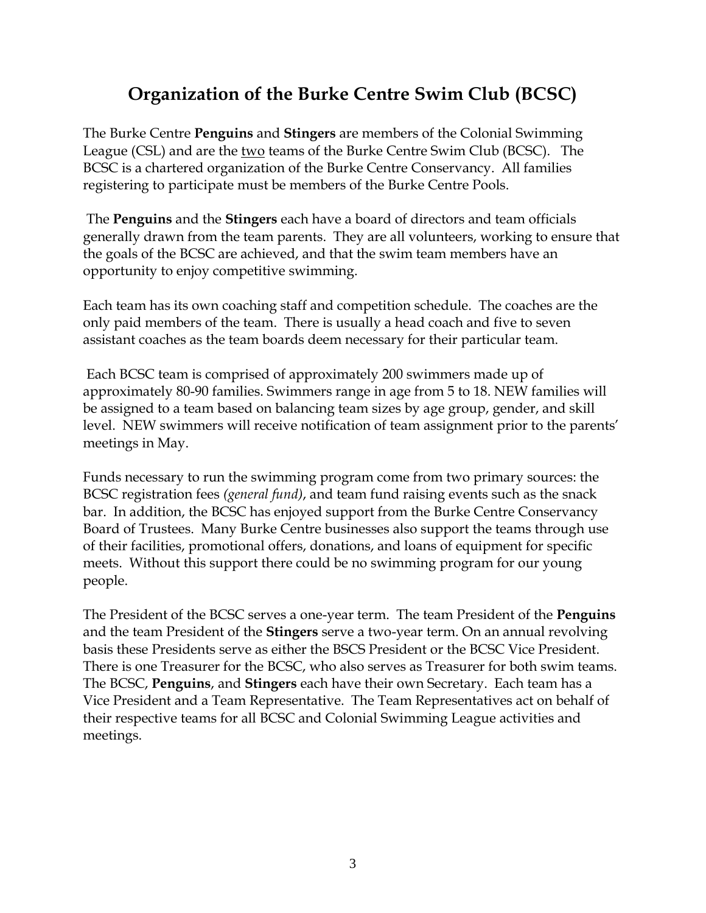# Organization of the Burke Centre Swim Club (BCSC)

The Burke Centre **Penguins** and **Stingers** are members of the Colonial Swimming League (CSL) and are the <u>two</u> teams of the Burke Centre Swim Club (BCSC). The BCSC is a chartered organization of the Burke Centre Conservancy. All families registering to participate must be members of the Burke Centre Pools.

The **Penguins** and the **Stingers** each have a board of directors and team officials generally drawn from the team parents. They are all volunteers, working to ensure that the goals of the BCSC are achieved, and that the swim team members have an opportunity to enjoy competitive swimming.

Each team has its own coaching staff and competition schedule. The coaches are the only paid members of the team. There is usually a head coach and five to seven assistant coaches as the team boards deem necessary for their particular team.

Each BCSC team is comprised of approximately 200 swimmers made up of approximately 80-90 families. Swimmers range in age from 5 to 18. NEW families will be assigned to a team based on balancing team sizes by age group, gender, and skill level. NEW swimmers will receive notification of team assignment prior to the parents' meetings in May.

Funds necessary to run the swimming program come from two primary sources: the BCSC registration fees *(general fund)*, and team fund raising events such as the snack bar. In addition, the BCSC has enjoyed support from the Burke Centre Conservancy Board of Trustees. Many Burke Centre businesses also support the teams through use of their facilities, promotional offers, donations, and loans of equipment for specific meets. Without this support there could be no swimming program for our young people.

The President of the BCSC serves a one-year term. The team President of the **Penguins** and the team President of the **Stingers** serve a two-year term. On an annual revolving basis these Presidents serve as either the BSCS President or the BCSC Vice President. There is one Treasurer for the BCSC, who also serves as Treasurer for both swim teams. The BCSC, **Penguins**, and **Stingers** each have their own Secretary. Each team has a Vice President and a Team Representative. The Team Representatives act on behalf of their respective teams for all BCSC and Colonial Swimming League activities and meetings.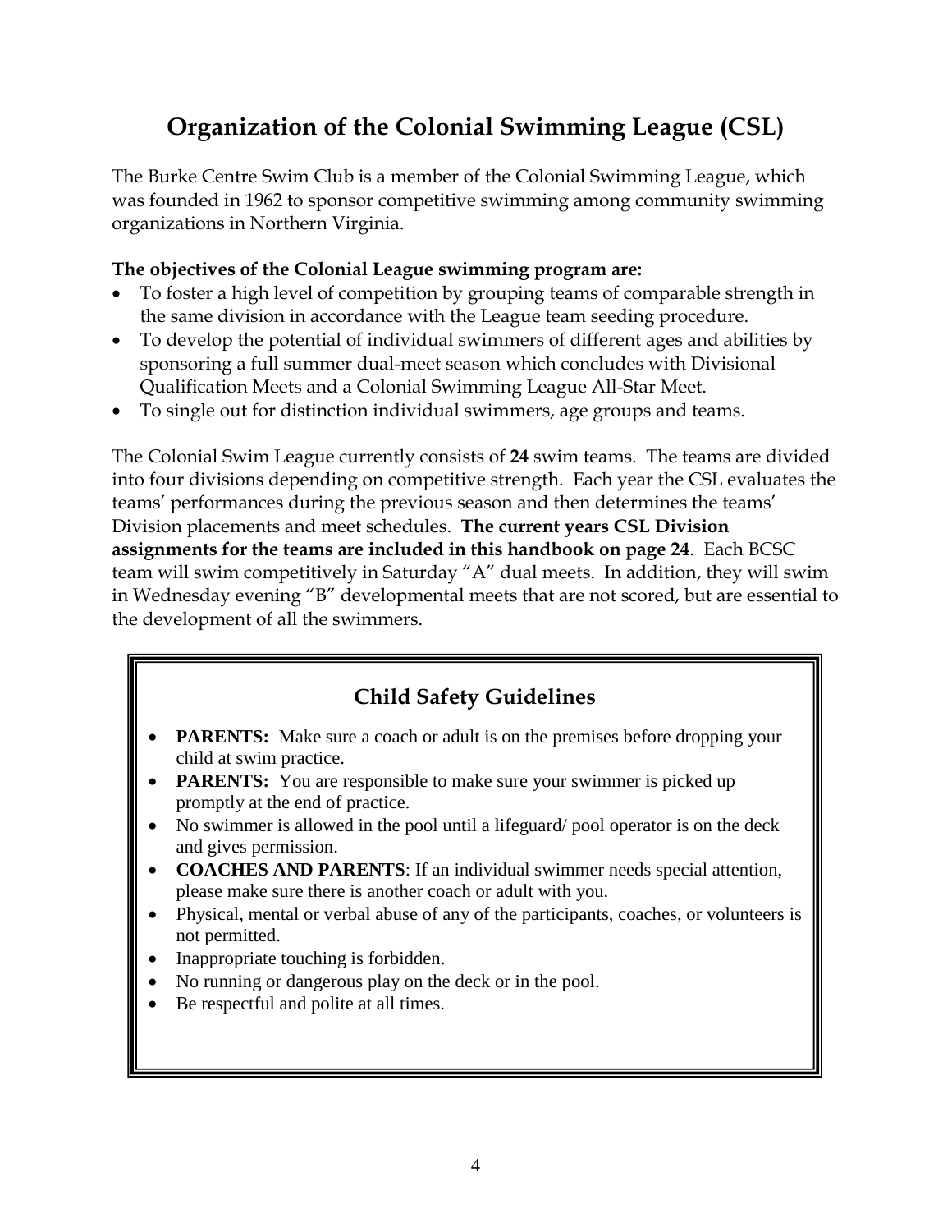# Organization of the Colonial Swimming League (CSL)

The Burke Centre Swim Club is a member of the Colonial Swimming League, which was founded in 1962 to sponsor competitive swimming among community swimming organizations in Northern Virginia.

**The objectives of the Colonial League swimming program are:**

- To foster a high level of competition by grouping teams of comparable strength in the same division in accordance with the League team seeding procedure.
- To develop the potential of individual swimmers of different ages and abilities by sponsoring a full summer dual-meet season which concludes with Divisional Qualification Meets and a Colonial Swimming League All-Star Meet.
- To single out for distinction individual swimmers, age groups and teams.

The Colonial Swim League currently consists of **24** swim teams. The teams are divided into four divisions depending on competitive strength. Each year the CSL evaluates the teams' performances during the previous season and then determines the teams' Division placements and meet schedules. **The current years CSL Division assignments for the teams are included in this handbook on page 24**. Each BCSC team will swim competitively in Saturday "A" dual meets. In addition, they will swim in Wednesday evening "B" developmental meets that are not scored, but are essential to the development of all the swimmers.

## Child Safety Guidelines

- **PARENTS:** Make sure a coach or adult is on the premises before dropping your child at swim practice.
- **PARENTS:** You are responsible to make sure your swimmer is picked up promptly at the end of practice.
- No swimmer is allowed in the pool until a lifeguard/ pool operator is on the deck and gives permission.
- **COACHES AND PARENTS**: If an individual swimmer needs special attention, please make sure there is another coach or adult with you.
- Physical, mental or verbal abuse of any of the participants, coaches, or volunteers is not permitted.
- Inappropriate touching is forbidden.
- No running or dangerous play on the deck or in the pool.
- Be respectful and polite at all times.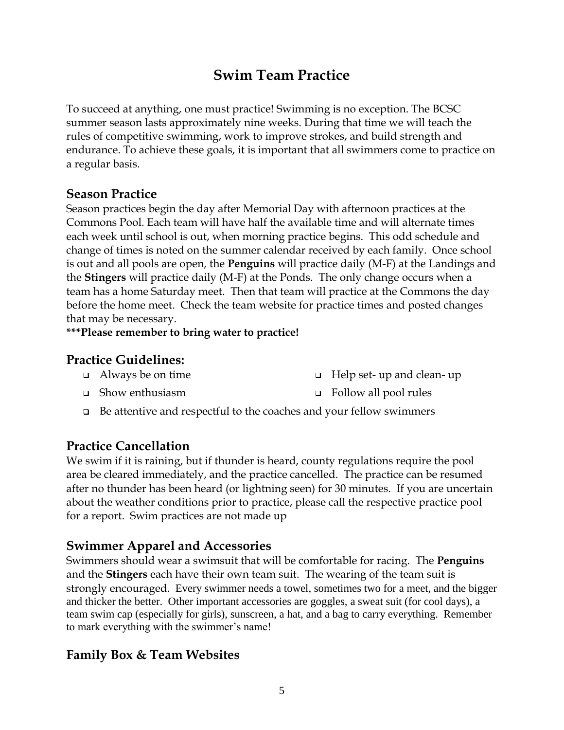# Swim Team Practice

To succeed at anything, one must practice! Swimming is no exception. The BCSC summer season lasts approximately nine weeks. During that time we will teach the rules of competitive swimming, work to improve strokes, and build strength and endurance. To achieve these goals, it is important that all swimmers come to practice on a regular basis.

## Season Practice

Season practices begin the day after Memorial Day with afternoon practices at the Commons Pool. Each team will have half the available time and will alternate times each week until school is out, when morning practice begins. This odd schedule and change of times is noted on the summer calendar received by each family. Once school is out and all pools are open, the **Penguins** will practice daily (M-F) at the Landings and the **Stingers** will practice daily (M-F) at the Ponds. The only change occurs when a team has a home Saturday meet. Then that team will practice at the Commons the day before the home meet. Check the team website for practice times and posted changes that may be necessary.

**\*\*\*Please remember to bring water to practice!**

## Practice Guidelines:

- Always be on time
- Help set- up and clean- up
- Show enthusiasm
- Follow all pool rules
- Be attentive and respectful to the coaches and your fellow swimmers

## Practice Cancellation

We swim if it is raining, but if thunder is heard, county regulations require the pool area be cleared immediately, and the practice cancelled. The practice can be resumed after no thunder has been heard (or lightning seen) for 30 minutes. If you are uncertain about the weather conditions prior to practice, please call the respective practice pool for a report. Swim practices are not made up

## Swimmer Apparel and Accessories

Swimmers should wear a swimsuit that will be comfortable for racing. The **Penguins** and the **Stingers** each have their own team suit. The wearing of the team suit is strongly encouraged. Every swimmer needs a towel, sometimes two for a meet, and the bigger and thicker the better. Other important accessories are goggles, a sweat suit (for cool days), a team swim cap (especially for girls), sunscreen, a hat, and a bag to carry everything. Remember to mark everything with the swimmer's name!

## Family Box & Team Websites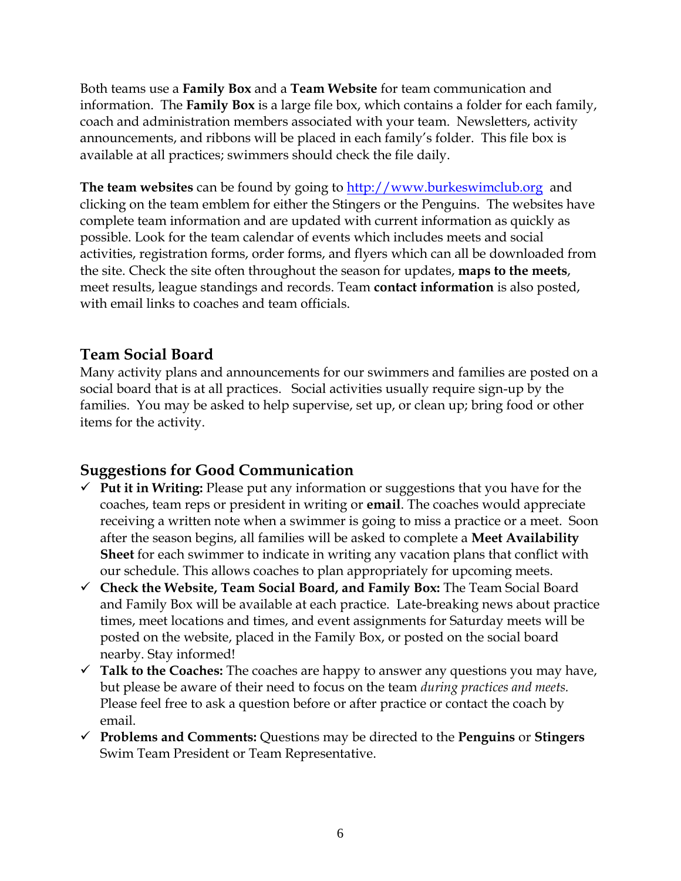Both teams use a **Family Box** and a **Team Website** for team communication and information. The **Family Box** is a large file box, which contains a folder for each family, coach and administration members associated with your team. Newsletters, activity announcements, and ribbons will be placed in each family's folder. This file box is available at all practices; swimmers should check the file daily.

**The team websites** can be found by going to [http://www.burkeswimclub.org](http://www.burkeswimclub.org) and clicking on the team emblem for either the Stingers or the Penguins. The websites have complete team information and are updated with current information as quickly as possible. Look for the team calendar of events which includes meets and social activities, registration forms, order forms, and flyers which can all be downloaded from the site. Check the site often throughout the season for updates, **maps to the meets**, meet results, league standings and records. Team **contact information** is also posted, with email links to coaches and team officials.

## Team Social Board

Many activity plans and announcements for our swimmers and families are posted on a social board that is at all practices. Social activities usually require sign-up by the families. You may be asked to help supervise, set up, or clean up; bring food or other items for the activity.

## Suggestions for Good Communication

- ✓ **Put it in Writing:** Please put any information or suggestions that you have for the coaches, team reps or president in writing or **email**. The coaches would appreciate receiving a written note when a swimmer is going to miss a practice or a meet. Soon after the season begins, all families will be asked to complete a **Meet Availability Sheet** for each swimmer to indicate in writing any vacation plans that conflict with our schedule. This allows coaches to plan appropriately for upcoming meets.
- ✓ **Check the Website, Team Social Board, and Family Box:** The Team Social Board and Family Box will be available at each practice. Late-breaking news about practice times, meet locations and times, and event assignments for Saturday meets will be posted on the website, placed in the Family Box, or posted on the social board nearby. Stay informed!
- ✓ **Talk to the Coaches:** The coaches are happy to answer any questions you may have, but please be aware of their need to focus on the team *during practices and meets.* Please feel free to ask a question before or after practice or contact the coach by email.
- ✓ **Problems and Comments:** Questions may be directed to the **Penguins** or **Stingers** Swim Team President or Team Representative.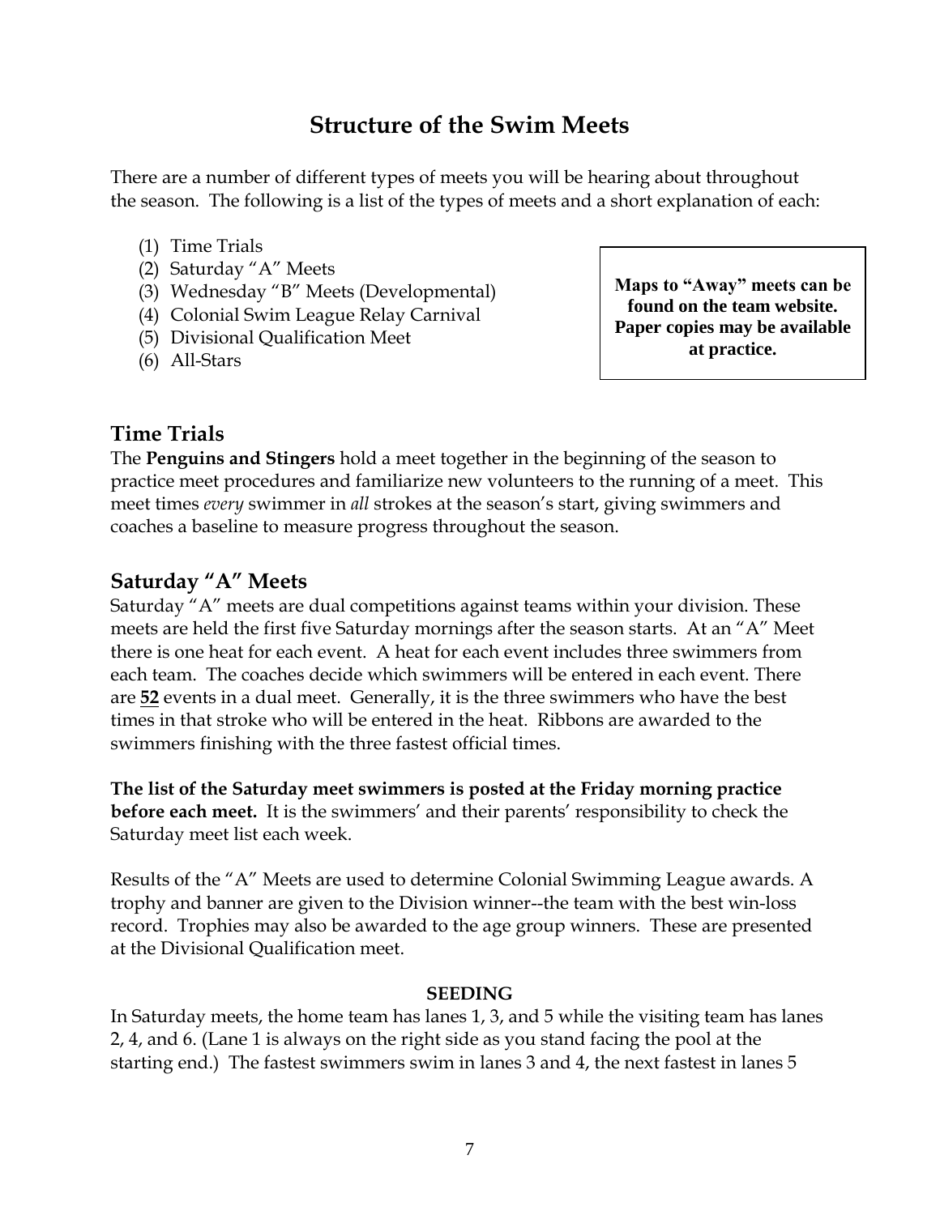# Structure of the Swim Meets

There are a number of different types of meets you will be hearing about throughout the season. The following is a list of the types of meets and a short explanation of each:

(1) Time Trials
(2) Saturday "A" Meets
(3) Wednesday "B" Meets (Developmental)
(4) Colonial Swim League Relay Carnival
(5) Divisional Qualification Meet
(6) All-Stars

**Maps to "Away" meets can be found on the team website. Paper copies may be available at practice.**

## Time Trials

The **Penguins and Stingers** hold a meet together in the beginning of the season to practice meet procedures and familiarize new volunteers to the running of a meet. This meet times *every* swimmer in *all* strokes at the season's start, giving swimmers and coaches a baseline to measure progress throughout the season.

## Saturday "A" Meets

Saturday "A" meets are dual competitions against teams within your division. These meets are held the first five Saturday mornings after the season starts. At an "A" Meet there is one heat for each event. A heat for each event includes three swimmers from each team. The coaches decide which swimmers will be entered in each event. There are **52** events in a dual meet. Generally, it is the three swimmers who have the best times in that stroke who will be entered in the heat. Ribbons are awarded to the swimmers finishing with the three fastest official times.

**The list of the Saturday meet swimmers is posted at the Friday morning practice before each meet.** It is the swimmers' and their parents' responsibility to check the Saturday meet list each week.

Results of the "A" Meets are used to determine Colonial Swimming League awards. A trophy and banner are given to the Division winner--the team with the best win-loss record. Trophies may also be awarded to the age group winners. These are presented at the Divisional Qualification meet.

**SEEDING**

In Saturday meets, the home team has lanes 1, 3, and 5 while the visiting team has lanes 2, 4, and 6. (Lane 1 is always on the right side as you stand facing the pool at the starting end.) The fastest swimmers swim in lanes 3 and 4, the next fastest in lanes 5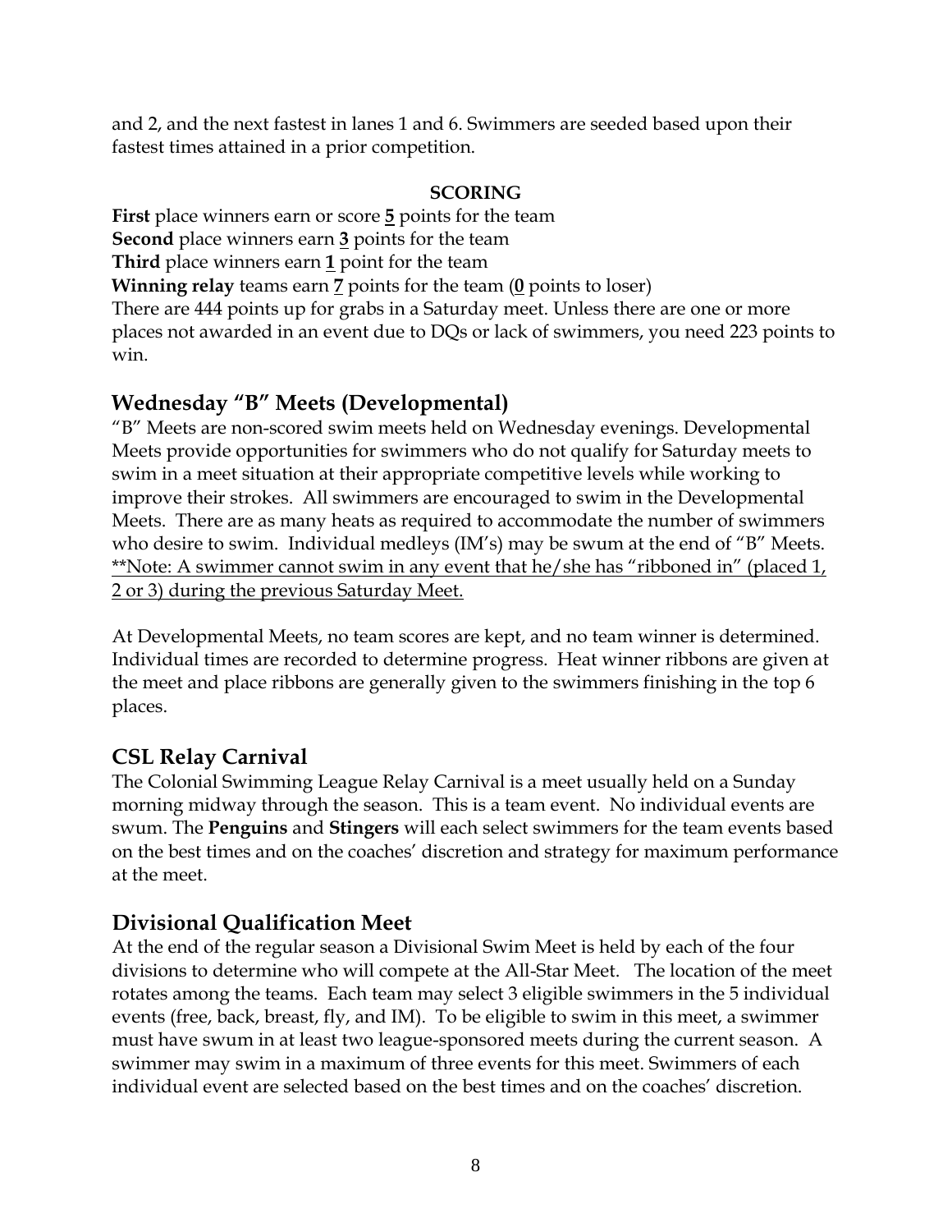and 2, and the next fastest in lanes 1 and 6. Swimmers are seeded based upon their fastest times attained in a prior competition.

**SCORING**

**First** place winners earn or score **5** points for the team
**Second** place winners earn **3** points for the team
**Third** place winners earn **1** point for the team
**Winning relay** teams earn **7** points for the team (**0** points to loser)
There are 444 points up for grabs in a Saturday meet. Unless there are one or more places not awarded in an event due to DQs or lack of swimmers, you need 223 points to win.

## Wednesday "B" Meets (Developmental)

"B" Meets are non-scored swim meets held on Wednesday evenings. Developmental Meets provide opportunities for swimmers who do not qualify for Saturday meets to swim in a meet situation at their appropriate competitive levels while working to improve their strokes. All swimmers are encouraged to swim in the Developmental Meets. There are as many heats as required to accommodate the number of swimmers who desire to swim. Individual medleys (IM's) may be swum at the end of "B" Meets. **Note: A swimmer cannot swim in any event that he/she has "ribboned in" (placed 1, 2 or 3) during the previous Saturday Meet.

At Developmental Meets, no team scores are kept, and no team winner is determined. Individual times are recorded to determine progress. Heat winner ribbons are given at the meet and place ribbons are generally given to the swimmers finishing in the top 6 places.

## CSL Relay Carnival

The Colonial Swimming League Relay Carnival is a meet usually held on a Sunday morning midway through the season. This is a team event. No individual events are swum. The **Penguins** and **Stingers** will each select swimmers for the team events based on the best times and on the coaches' discretion and strategy for maximum performance at the meet.

## Divisional Qualification Meet

At the end of the regular season a Divisional Swim Meet is held by each of the four divisions to determine who will compete at the All-Star Meet. The location of the meet rotates among the teams. Each team may select 3 eligible swimmers in the 5 individual events (free, back, breast, fly, and IM). To be eligible to swim in this meet, a swimmer must have swum in at least two league-sponsored meets during the current season. A swimmer may swim in a maximum of three events for this meet. Swimmers of each individual event are selected based on the best times and on the coaches' discretion.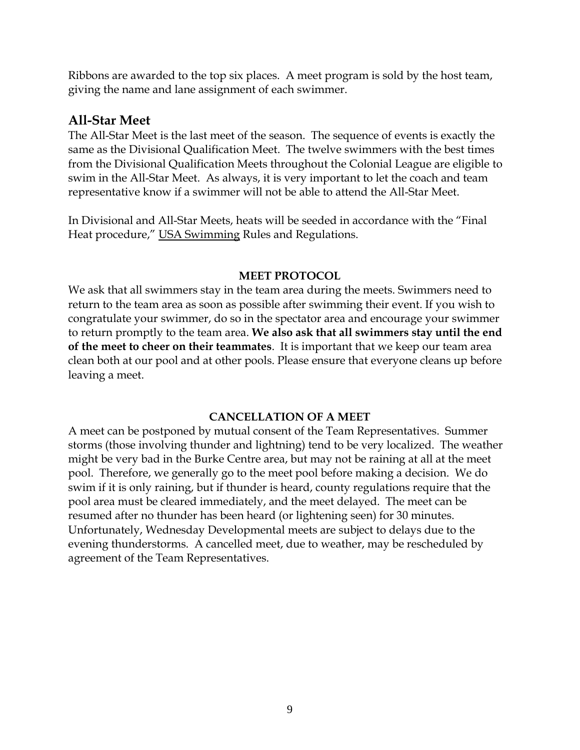Ribbons are awarded to the top six places. A meet program is sold by the host team, giving the name and lane assignment of each swimmer.

## All-Star Meet

The All-Star Meet is the last meet of the season. The sequence of events is exactly the same as the Divisional Qualification Meet. The twelve swimmers with the best times from the Divisional Qualification Meets throughout the Colonial League are eligible to swim in the All-Star Meet. As always, it is very important to let the coach and team representative know if a swimmer will not be able to attend the All-Star Meet.

In Divisional and All-Star Meets, heats will be seeded in accordance with the "Final Heat procedure," USA Swimming Rules and Regulations.

### MEET PROTOCOL

We ask that all swimmers stay in the team area during the meets. Swimmers need to return to the team area as soon as possible after swimming their event. If you wish to congratulate your swimmer, do so in the spectator area and encourage your swimmer to return promptly to the team area. **We also ask that all swimmers stay until the end of the meet to cheer on their teammates**. It is important that we keep our team area clean both at our pool and at other pools. Please ensure that everyone cleans up before leaving a meet.

### CANCELLATION OF A MEET

A meet can be postponed by mutual consent of the Team Representatives. Summer storms (those involving thunder and lightning) tend to be very localized. The weather might be very bad in the Burke Centre area, but may not be raining at all at the meet pool. Therefore, we generally go to the meet pool before making a decision. We do swim if it is only raining, but if thunder is heard, county regulations require that the pool area must be cleared immediately, and the meet delayed. The meet can be resumed after no thunder has been heard (or lightening seen) for 30 minutes. Unfortunately, Wednesday Developmental meets are subject to delays due to the evening thunderstorms. A cancelled meet, due to weather, may be rescheduled by agreement of the Team Representatives.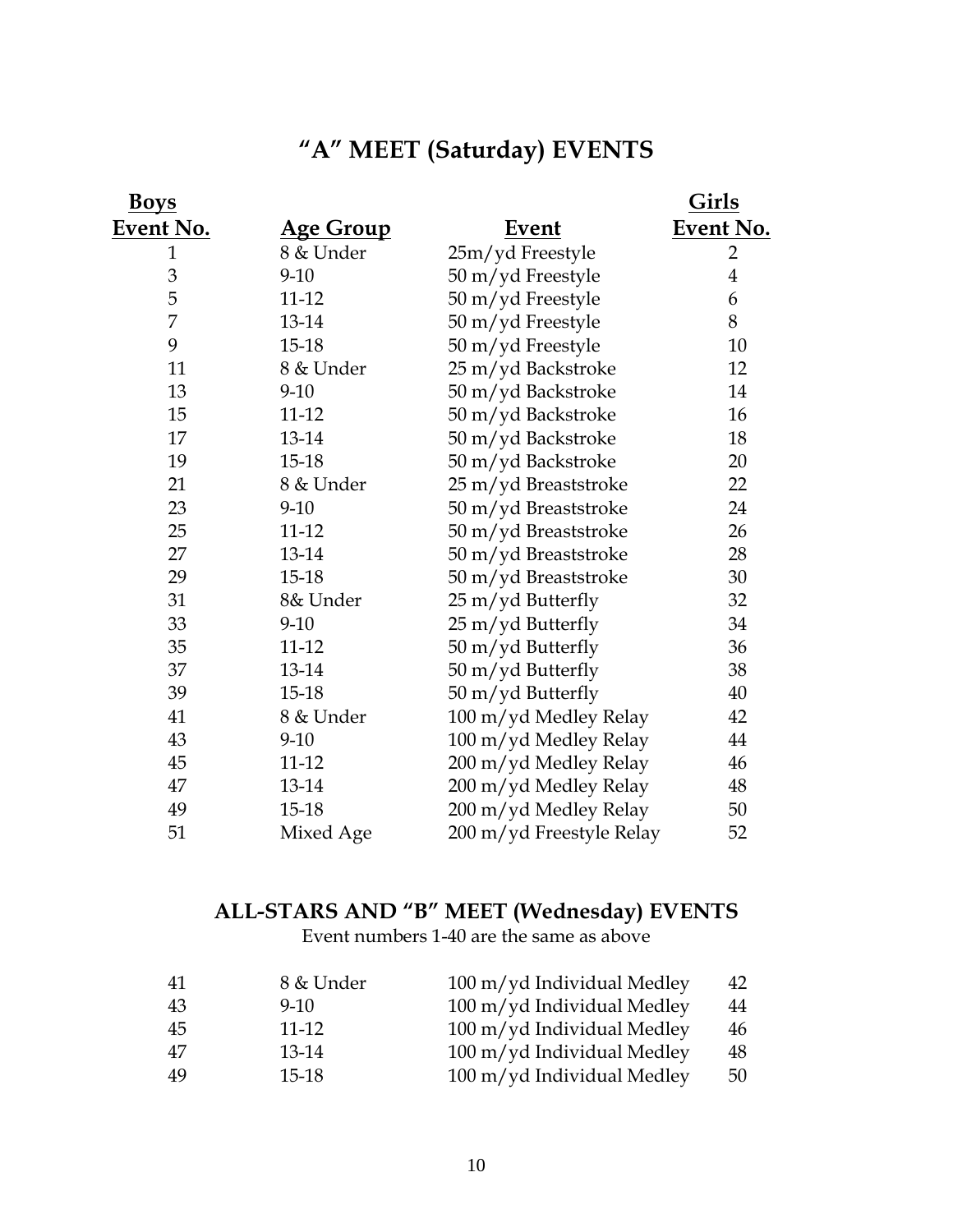# "A" MEET (Saturday) EVENTS

| Boys Event No. | Age Group | Event | Girls Event No. |
|---|---|---|---|
| 1 | 8 & Under | 25m/yd Freestyle | 2 |
| 3 | 9-10 | 50 m/yd Freestyle | 4 |
| 5 | 11-12 | 50 m/yd Freestyle | 6 |
| 7 | 13-14 | 50 m/yd Freestyle | 8 |
| 9 | 15-18 | 50 m/yd Freestyle | 10 |
| 11 | 8 & Under | 25 m/yd Backstroke | 12 |
| 13 | 9-10 | 50 m/yd Backstroke | 14 |
| 15 | 11-12 | 50 m/yd Backstroke | 16 |
| 17 | 13-14 | 50 m/yd Backstroke | 18 |
| 19 | 15-18 | 50 m/yd Backstroke | 20 |
| 21 | 8 & Under | 25 m/yd Breaststroke | 22 |
| 23 | 9-10 | 50 m/yd Breaststroke | 24 |
| 25 | 11-12 | 50 m/yd Breaststroke | 26 |
| 27 | 13-14 | 50 m/yd Breaststroke | 28 |
| 29 | 15-18 | 50 m/yd Breaststroke | 30 |
| 31 | 8& Under | 25 m/yd Butterfly | 32 |
| 33 | 9-10 | 25 m/yd Butterfly | 34 |
| 35 | 11-12 | 50 m/yd Butterfly | 36 |
| 37 | 13-14 | 50 m/yd Butterfly | 38 |
| 39 | 15-18 | 50 m/yd Butterfly | 40 |
| 41 | 8 & Under | 100 m/yd Medley Relay | 42 |
| 43 | 9-10 | 100 m/yd Medley Relay | 44 |
| 45 | 11-12 | 200 m/yd Medley Relay | 46 |
| 47 | 13-14 | 200 m/yd Medley Relay | 48 |
| 49 | 15-18 | 200 m/yd Medley Relay | 50 |
| 51 | Mixed Age | 200 m/yd Freestyle Relay | 52 |

## ALL-STARS AND "B" MEET (Wednesday) EVENTS

Event numbers 1-40 are the same as above

| Boys Event No. | Age Group | Event | Girls Event No. |
|---|---|---|---|
| 41 | 8 & Under | 100 m/yd Individual Medley | 42 |
| 43 | 9-10 | 100 m/yd Individual Medley | 44 |
| 45 | 11-12 | 100 m/yd Individual Medley | 46 |
| 47 | 13-14 | 100 m/yd Individual Medley | 48 |
| 49 | 15-18 | 100 m/yd Individual Medley | 50 |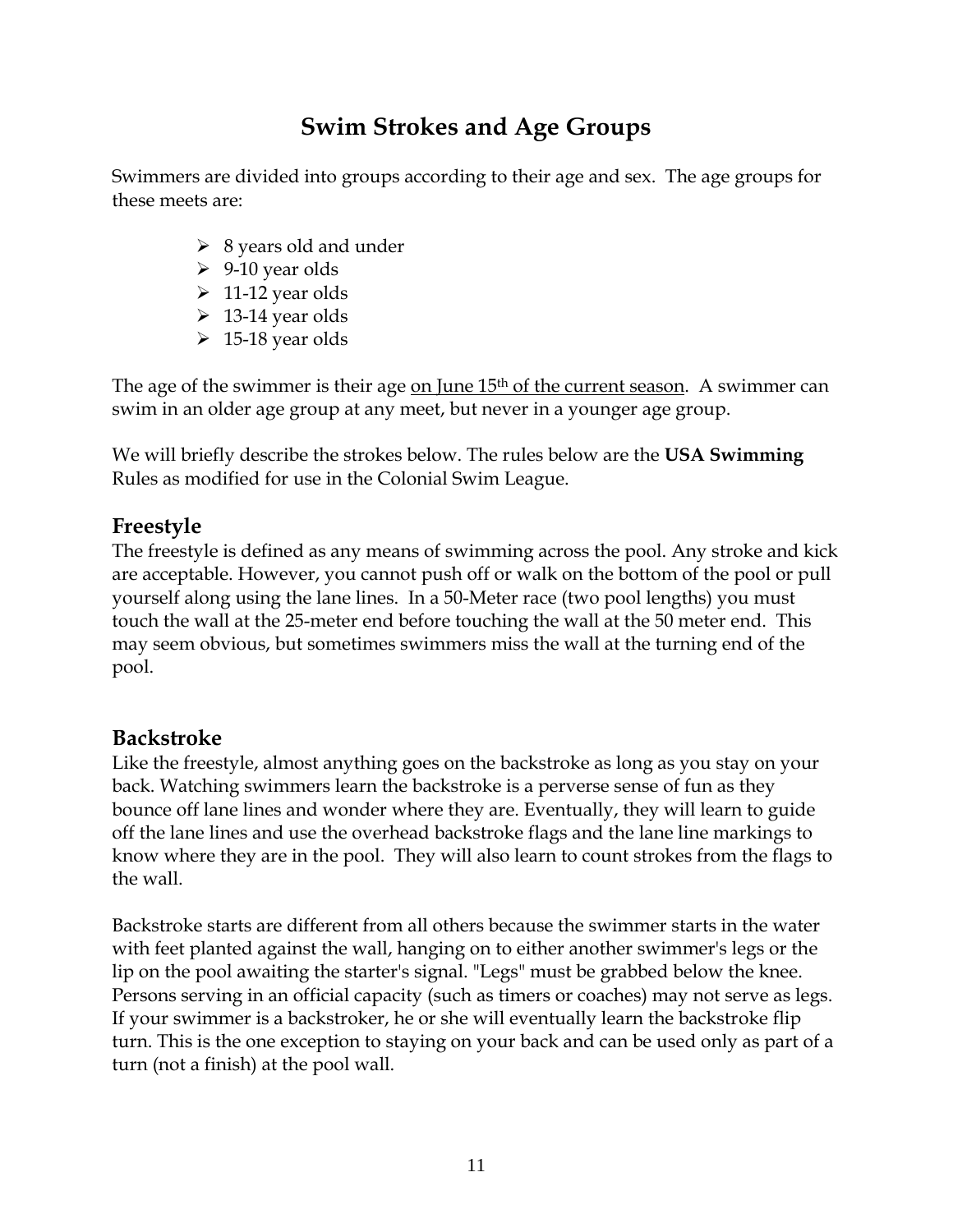# Swim Strokes and Age Groups

Swimmers are divided into groups according to their age and sex. The age groups for these meets are:

- 8 years old and under
- 9-10 year olds
- 11-12 year olds
- 13-14 year olds
- 15-18 year olds

The age of the swimmer is their age on June 15th of the current season. A swimmer can swim in an older age group at any meet, but never in a younger age group.

We will briefly describe the strokes below. The rules below are the **USA Swimming** Rules as modified for use in the Colonial Swim League.

## Freestyle

The freestyle is defined as any means of swimming across the pool. Any stroke and kick are acceptable. However, you cannot push off or walk on the bottom of the pool or pull yourself along using the lane lines. In a 50-Meter race (two pool lengths) you must touch the wall at the 25-meter end before touching the wall at the 50 meter end. This may seem obvious, but sometimes swimmers miss the wall at the turning end of the pool.

## Backstroke

Like the freestyle, almost anything goes on the backstroke as long as you stay on your back. Watching swimmers learn the backstroke is a perverse sense of fun as they bounce off lane lines and wonder where they are. Eventually, they will learn to guide off the lane lines and use the overhead backstroke flags and the lane line markings to know where they are in the pool. They will also learn to count strokes from the flags to the wall.

Backstroke starts are different from all others because the swimmer starts in the water with feet planted against the wall, hanging on to either another swimmer's legs or the lip on the pool awaiting the starter's signal. "Legs" must be grabbed below the knee. Persons serving in an official capacity (such as timers or coaches) may not serve as legs. If your swimmer is a backstroker, he or she will eventually learn the backstroke flip turn. This is the one exception to staying on your back and can be used only as part of a turn (not a finish) at the pool wall.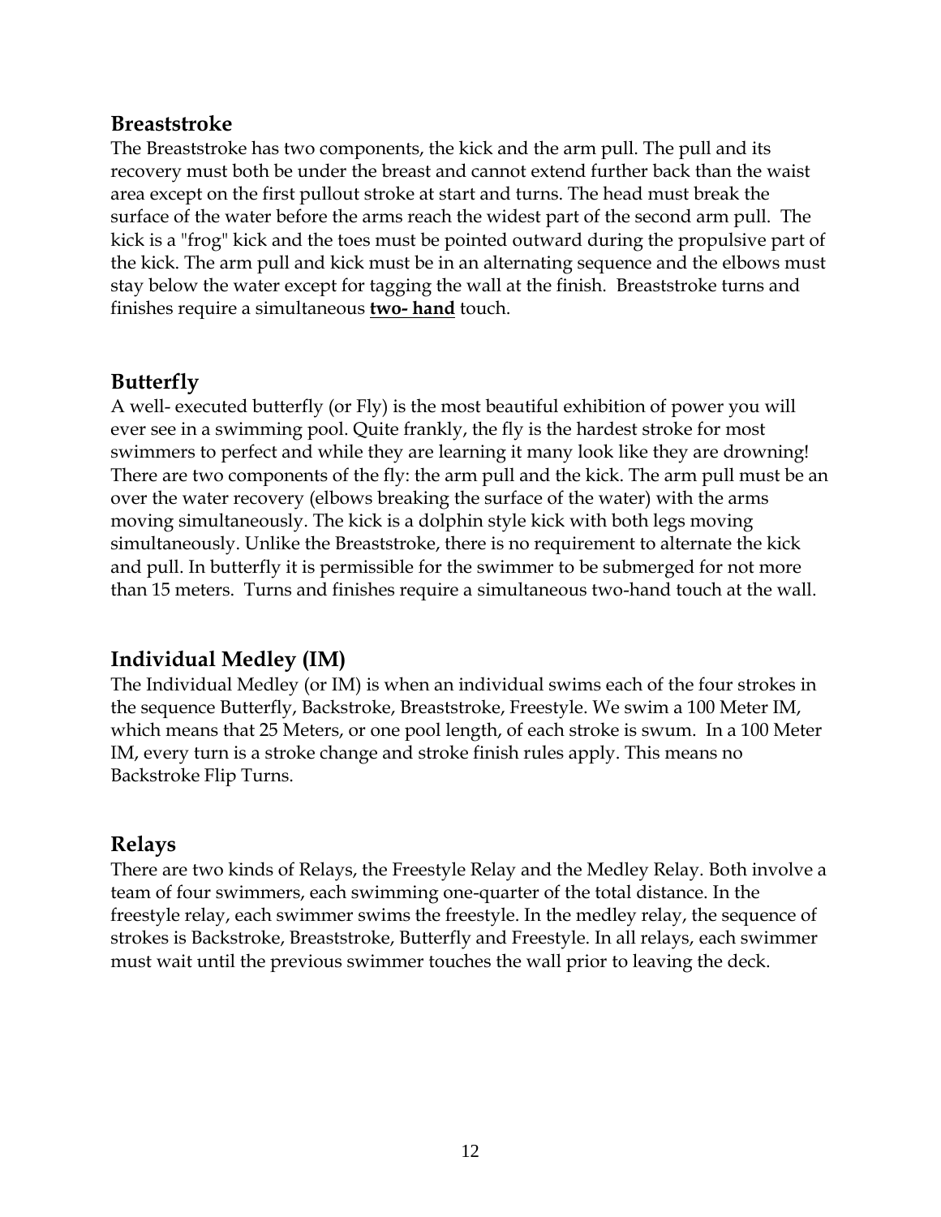## Breaststroke

The Breaststroke has two components, the kick and the arm pull. The pull and its recovery must both be under the breast and cannot extend further back than the waist area except on the first pullout stroke at start and turns. The head must break the surface of the water before the arms reach the widest part of the second arm pull. The kick is a "frog" kick and the toes must be pointed outward during the propulsive part of the kick. The arm pull and kick must be in an alternating sequence and the elbows must stay below the water except for tagging the wall at the finish. Breaststroke turns and finishes require a simultaneous **two- hand** touch.

## Butterfly

A well- executed butterfly (or Fly) is the most beautiful exhibition of power you will ever see in a swimming pool. Quite frankly, the fly is the hardest stroke for most swimmers to perfect and while they are learning it many look like they are drowning! There are two components of the fly: the arm pull and the kick. The arm pull must be an over the water recovery (elbows breaking the surface of the water) with the arms moving simultaneously. The kick is a dolphin style kick with both legs moving simultaneously. Unlike the Breaststroke, there is no requirement to alternate the kick and pull. In butterfly it is permissible for the swimmer to be submerged for not more than 15 meters. Turns and finishes require a simultaneous two-hand touch at the wall.

## Individual Medley (IM)

The Individual Medley (or IM) is when an individual swims each of the four strokes in the sequence Butterfly, Backstroke, Breaststroke, Freestyle. We swim a 100 Meter IM, which means that 25 Meters, or one pool length, of each stroke is swum. In a 100 Meter IM, every turn is a stroke change and stroke finish rules apply. This means no Backstroke Flip Turns.

## Relays

There are two kinds of Relays, the Freestyle Relay and the Medley Relay. Both involve a team of four swimmers, each swimming one-quarter of the total distance. In the freestyle relay, each swimmer swims the freestyle. In the medley relay, the sequence of strokes is Backstroke, Breaststroke, Butterfly and Freestyle. In all relays, each swimmer must wait until the previous swimmer touches the wall prior to leaving the deck.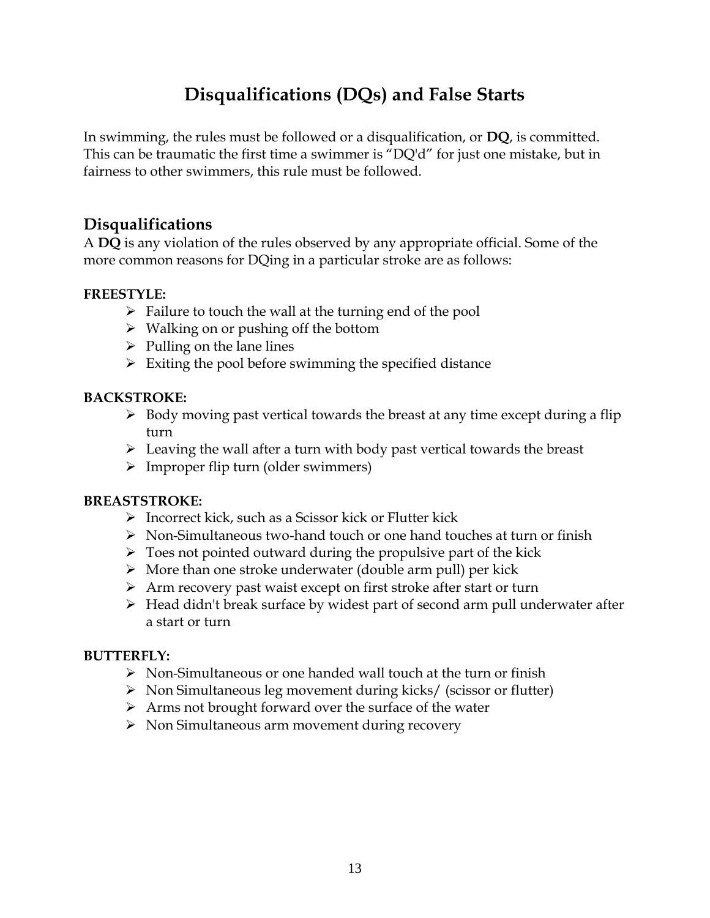# Disqualifications (DQs) and False Starts

In swimming, the rules must be followed or a disqualification, or **DQ**, is committed. This can be traumatic the first time a swimmer is "DQ'd" for just one mistake, but in fairness to other swimmers, this rule must be followed.

## Disqualifications

A **DQ** is any violation of the rules observed by any appropriate official. Some of the more common reasons for DQing in a particular stroke are as follows:

**FREESTYLE:**

- Failure to touch the wall at the turning end of the pool
- Walking on or pushing off the bottom
- Pulling on the lane lines
- Exiting the pool before swimming the specified distance

**BACKSTROKE:**

- Body moving past vertical towards the breast at any time except during a flip turn
- Leaving the wall after a turn with body past vertical towards the breast
- Improper flip turn (older swimmers)

**BREASTSTROKE:**

- Incorrect kick, such as a Scissor kick or Flutter kick
- Non-Simultaneous two-hand touch or one hand touches at turn or finish
- Toes not pointed outward during the propulsive part of the kick
- More than one stroke underwater (double arm pull) per kick
- Arm recovery past waist except on first stroke after start or turn
- Head didn't break surface by widest part of second arm pull underwater after a start or turn

**BUTTERFLY:**

- Non-Simultaneous or one handed wall touch at the turn or finish
- Non Simultaneous leg movement during kicks/ (scissor or flutter)
- Arms not brought forward over the surface of the water
- Non Simultaneous arm movement during recovery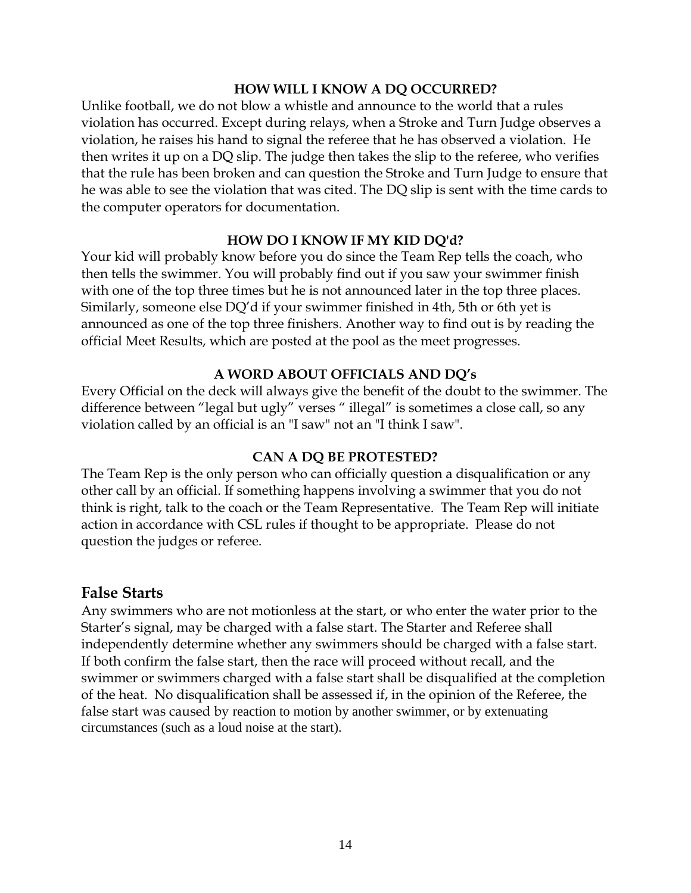### HOW WILL I KNOW A DQ OCCURRED?

Unlike football, we do not blow a whistle and announce to the world that a rules violation has occurred. Except during relays, when a Stroke and Turn Judge observes a violation, he raises his hand to signal the referee that he has observed a violation. He then writes it up on a DQ slip. The judge then takes the slip to the referee, who verifies that the rule has been broken and can question the Stroke and Turn Judge to ensure that he was able to see the violation that was cited. The DQ slip is sent with the time cards to the computer operators for documentation.

### HOW DO I KNOW IF MY KID DQ'd?

Your kid will probably know before you do since the Team Rep tells the coach, who then tells the swimmer. You will probably find out if you saw your swimmer finish with one of the top three times but he is not announced later in the top three places. Similarly, someone else DQ'd if your swimmer finished in 4th, 5th or 6th yet is announced as one of the top three finishers. Another way to find out is by reading the official Meet Results, which are posted at the pool as the meet progresses.

### A WORD ABOUT OFFICIALS AND DQ's

Every Official on the deck will always give the benefit of the doubt to the swimmer. The difference between "legal but ugly" verses " illegal" is sometimes a close call, so any violation called by an official is an "I saw" not an "I think I saw".

### CAN A DQ BE PROTESTED?

The Team Rep is the only person who can officially question a disqualification or any other call by an official. If something happens involving a swimmer that you do not think is right, talk to the coach or the Team Representative. The Team Rep will initiate action in accordance with CSL rules if thought to be appropriate. Please do not question the judges or referee.

## False Starts

Any swimmers who are not motionless at the start, or who enter the water prior to the Starter's signal, may be charged with a false start. The Starter and Referee shall independently determine whether any swimmers should be charged with a false start. If both confirm the false start, then the race will proceed without recall, and the swimmer or swimmers charged with a false start shall be disqualified at the completion of the heat. No disqualification shall be assessed if, in the opinion of the Referee, the false start was caused by reaction to motion by another swimmer, or by extenuating circumstances (such as a loud noise at the start).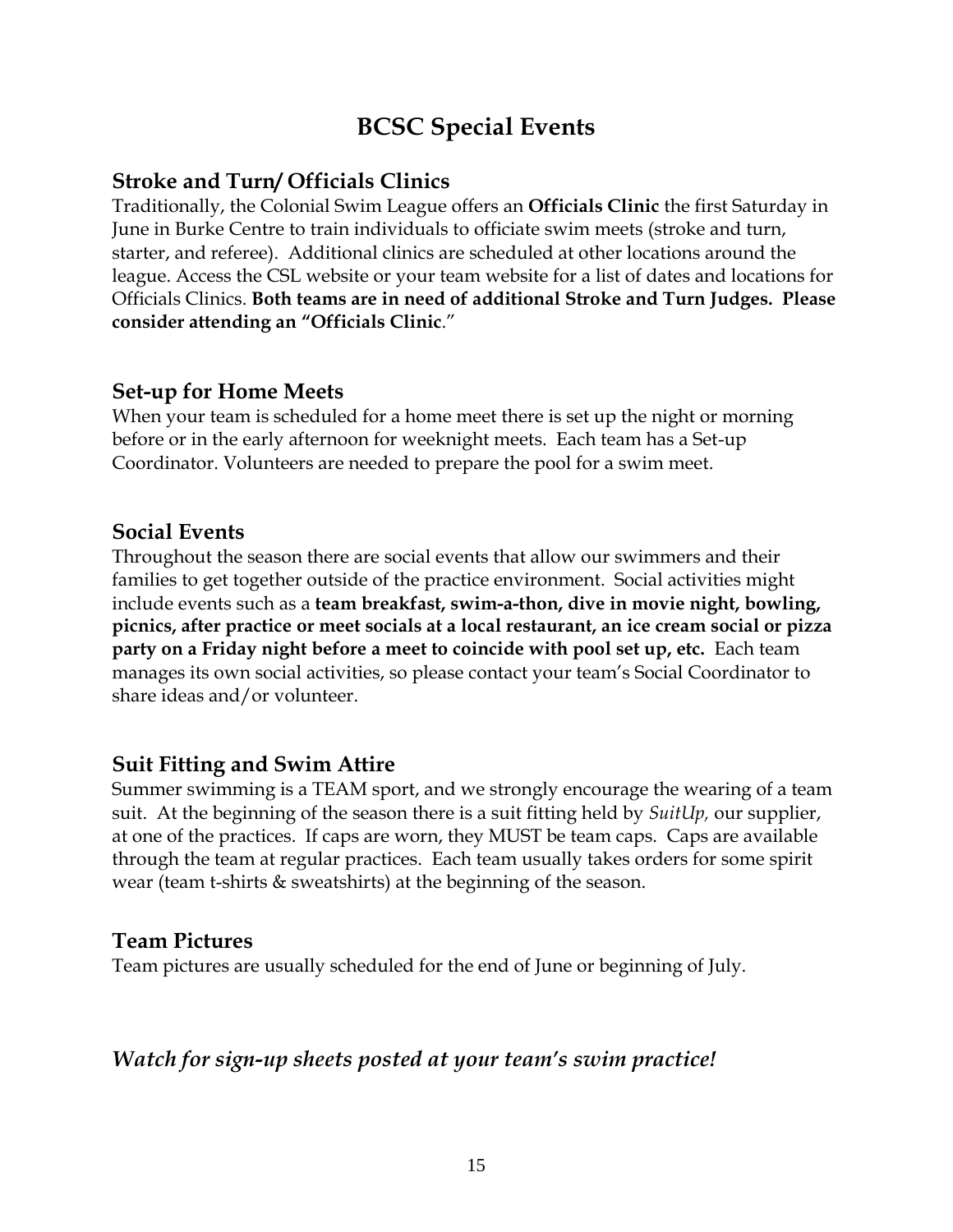# BCSC Special Events

## Stroke and Turn/ Officials Clinics

Traditionally, the Colonial Swim League offers an **Officials Clinic** the first Saturday in June in Burke Centre to train individuals to officiate swim meets (stroke and turn, starter, and referee). Additional clinics are scheduled at other locations around the league. Access the CSL website or your team website for a list of dates and locations for Officials Clinics. **Both teams are in need of additional Stroke and Turn Judges. Please consider attending an "Officials Clinic**."

## Set-up for Home Meets

When your team is scheduled for a home meet there is set up the night or morning before or in the early afternoon for weeknight meets. Each team has a Set-up Coordinator. Volunteers are needed to prepare the pool for a swim meet.

## Social Events

Throughout the season there are social events that allow our swimmers and their families to get together outside of the practice environment. Social activities might include events such as a **team breakfast, swim-a-thon, dive in movie night, bowling, picnics, after practice or meet socials at a local restaurant, an ice cream social or pizza party on a Friday night before a meet to coincide with pool set up, etc.** Each team manages its own social activities, so please contact your team's Social Coordinator to share ideas and/or volunteer.

## Suit Fitting and Swim Attire

Summer swimming is a TEAM sport, and we strongly encourage the wearing of a team suit. At the beginning of the season there is a suit fitting held by *SuitUp,* our supplier, at one of the practices. If caps are worn, they MUST be team caps. Caps are available through the team at regular practices. Each team usually takes orders for some spirit wear (team t-shirts & sweatshirts) at the beginning of the season.

## Team Pictures

Team pictures are usually scheduled for the end of June or beginning of July.

### *Watch for sign-up sheets posted at your team's swim practice!*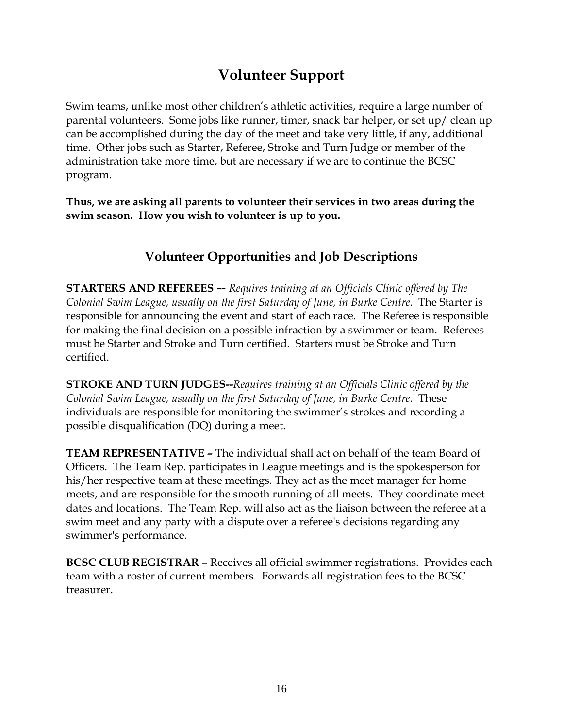## Volunteer Support

Swim teams, unlike most other children's athletic activities, require a large number of parental volunteers. Some jobs like runner, timer, snack bar helper, or set up/ clean up can be accomplished during the day of the meet and take very little, if any, additional time. Other jobs such as Starter, Referee, Stroke and Turn Judge or member of the administration take more time, but are necessary if we are to continue the BCSC program.

**Thus, we are asking all parents to volunteer their services in two areas during the swim season. How you wish to volunteer is up to you.**

## Volunteer Opportunities and Job Descriptions

**STARTERS AND REFEREES --** *Requires training at an Officials Clinic offered by The Colonial Swim League, usually on the first Saturday of June, in Burke Centre.* The Starter is responsible for announcing the event and start of each race. The Referee is responsible for making the final decision on a possible infraction by a swimmer or team. Referees must be Starter and Stroke and Turn certified. Starters must be Stroke and Turn certified.

**STROKE AND TURN JUDGES--***Requires training at an Officials Clinic offered by the Colonial Swim League, usually on the first Saturday of June, in Burke Centre.* These individuals are responsible for monitoring the swimmer's strokes and recording a possible disqualification (DQ) during a meet.

**TEAM REPRESENTATIVE –** The individual shall act on behalf of the team Board of Officers. The Team Rep. participates in League meetings and is the spokesperson for his/her respective team at these meetings. They act as the meet manager for home meets, and are responsible for the smooth running of all meets. They coordinate meet dates and locations. The Team Rep. will also act as the liaison between the referee at a swim meet and any party with a dispute over a referee's decisions regarding any swimmer's performance.

**BCSC CLUB REGISTRAR –** Receives all official swimmer registrations. Provides each team with a roster of current members. Forwards all registration fees to the BCSC treasurer.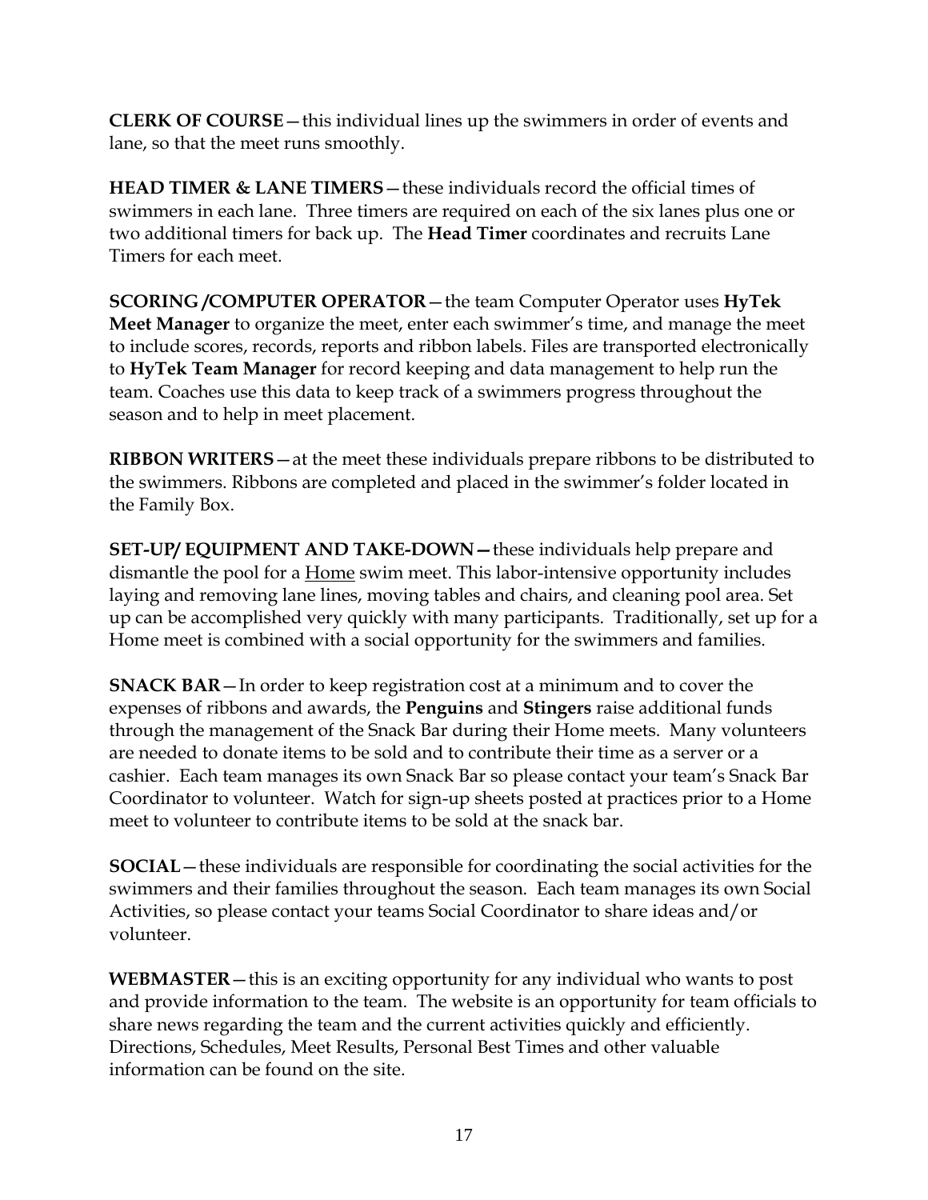**CLERK OF COURSE**—this individual lines up the swimmers in order of events and lane, so that the meet runs smoothly.

**HEAD TIMER & LANE TIMERS**—these individuals record the official times of swimmers in each lane. Three timers are required on each of the six lanes plus one or two additional timers for back up. The **Head Timer** coordinates and recruits Lane Timers for each meet.

**SCORING /COMPUTER OPERATOR**—the team Computer Operator uses **HyTek Meet Manager** to organize the meet, enter each swimmer's time, and manage the meet to include scores, records, reports and ribbon labels. Files are transported electronically to **HyTek Team Manager** for record keeping and data management to help run the team. Coaches use this data to keep track of a swimmers progress throughout the season and to help in meet placement.

**RIBBON WRITERS**—at the meet these individuals prepare ribbons to be distributed to the swimmers. Ribbons are completed and placed in the swimmer's folder located in the Family Box.

**SET-UP/ EQUIPMENT AND TAKE-DOWN—**these individuals help prepare and dismantle the pool for a <u>Home</u> swim meet. This labor-intensive opportunity includes laying and removing lane lines, moving tables and chairs, and cleaning pool area. Set up can be accomplished very quickly with many participants. Traditionally, set up for a Home meet is combined with a social opportunity for the swimmers and families.

**SNACK BAR**—In order to keep registration cost at a minimum and to cover the expenses of ribbons and awards, the **Penguins** and **Stingers** raise additional funds through the management of the Snack Bar during their Home meets. Many volunteers are needed to donate items to be sold and to contribute their time as a server or a cashier. Each team manages its own Snack Bar so please contact your team's Snack Bar Coordinator to volunteer. Watch for sign-up sheets posted at practices prior to a Home meet to volunteer to contribute items to be sold at the snack bar.

**SOCIAL**—these individuals are responsible for coordinating the social activities for the swimmers and their families throughout the season. Each team manages its own Social Activities, so please contact your teams Social Coordinator to share ideas and/or volunteer.

**WEBMASTER**—this is an exciting opportunity for any individual who wants to post and provide information to the team. The website is an opportunity for team officials to share news regarding the team and the current activities quickly and efficiently. Directions, Schedules, Meet Results, Personal Best Times and other valuable information can be found on the site.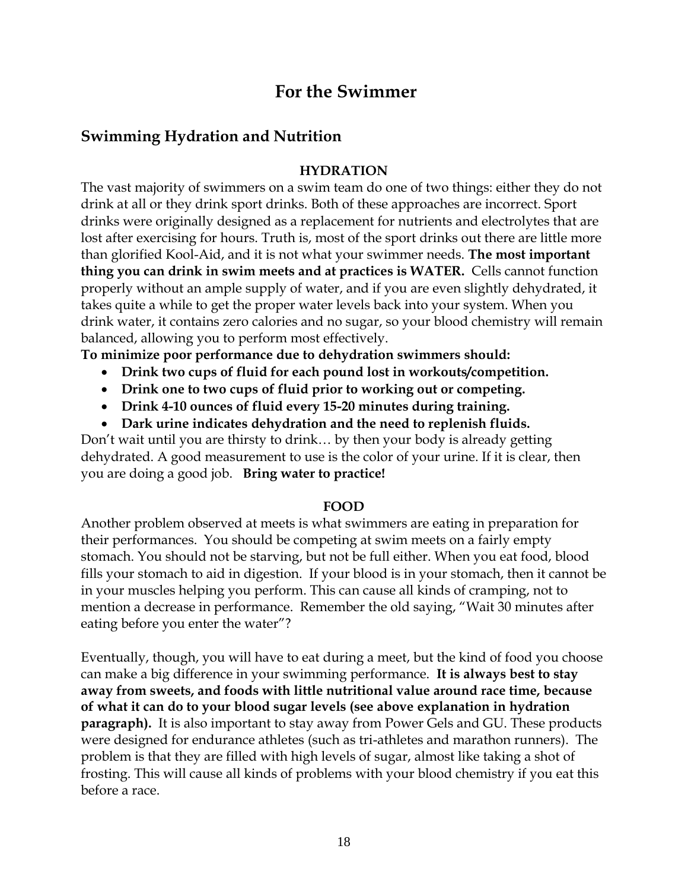# For the Swimmer

## Swimming Hydration and Nutrition

### HYDRATION

The vast majority of swimmers on a swim team do one of two things: either they do not drink at all or they drink sport drinks. Both of these approaches are incorrect. Sport drinks were originally designed as a replacement for nutrients and electrolytes that are lost after exercising for hours. Truth is, most of the sport drinks out there are little more than glorified Kool-Aid, and it is not what your swimmer needs. **The most important thing you can drink in swim meets and at practices is WATER.** Cells cannot function properly without an ample supply of water, and if you are even slightly dehydrated, it takes quite a while to get the proper water levels back into your system. When you drink water, it contains zero calories and no sugar, so your blood chemistry will remain balanced, allowing you to perform most effectively.

**To minimize poor performance due to dehydration swimmers should:**

- **Drink two cups of fluid for each pound lost in workouts/competition.**
- **Drink one to two cups of fluid prior to working out or competing.**
- **Drink 4-10 ounces of fluid every 15-20 minutes during training.**
- **Dark urine indicates dehydration and the need to replenish fluids.**

Don't wait until you are thirsty to drink… by then your body is already getting dehydrated. A good measurement to use is the color of your urine. If it is clear, then you are doing a good job. **Bring water to practice!**

### FOOD

Another problem observed at meets is what swimmers are eating in preparation for their performances. You should be competing at swim meets on a fairly empty stomach. You should not be starving, but not be full either. When you eat food, blood fills your stomach to aid in digestion. If your blood is in your stomach, then it cannot be in your muscles helping you perform. This can cause all kinds of cramping, not to mention a decrease in performance. Remember the old saying, "Wait 30 minutes after eating before you enter the water"?

Eventually, though, you will have to eat during a meet, but the kind of food you choose can make a big difference in your swimming performance. **It is always best to stay away from sweets, and foods with little nutritional value around race time, because of what it can do to your blood sugar levels (see above explanation in hydration paragraph).** It is also important to stay away from Power Gels and GU. These products were designed for endurance athletes (such as tri-athletes and marathon runners). The problem is that they are filled with high levels of sugar, almost like taking a shot of frosting. This will cause all kinds of problems with your blood chemistry if you eat this before a race.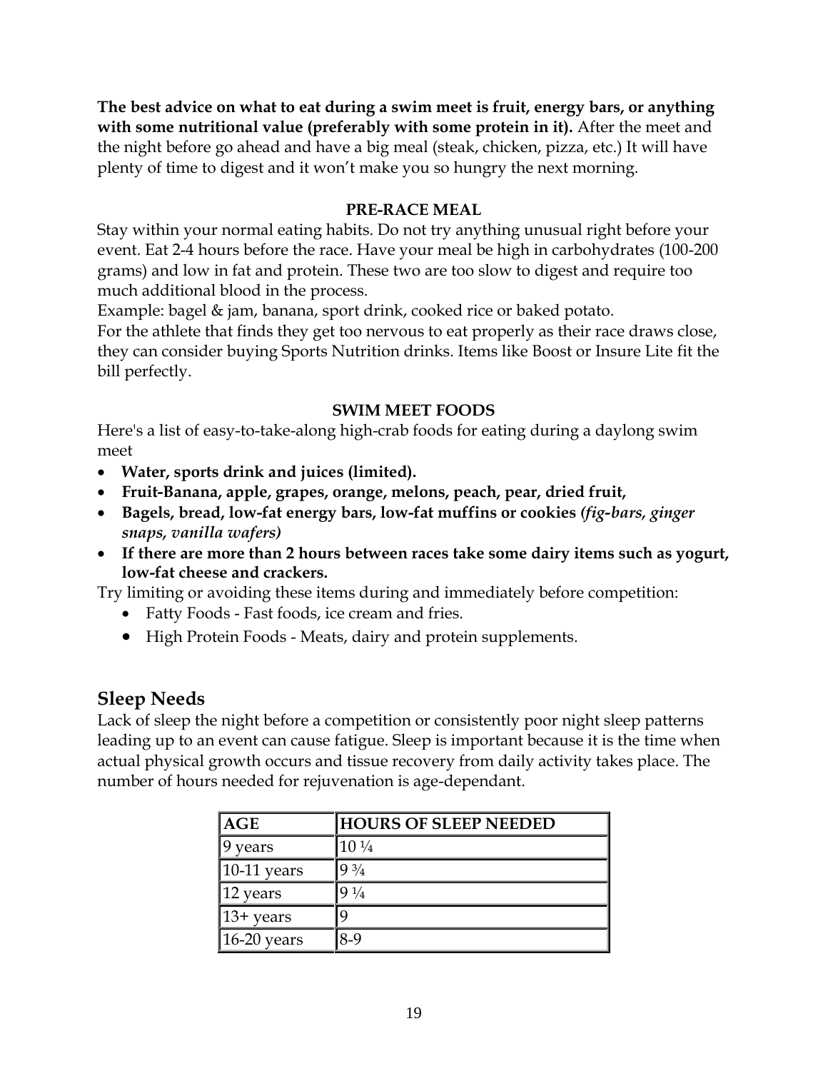**The best advice on what to eat during a swim meet is fruit, energy bars, or anything with some nutritional value (preferably with some protein in it).** After the meet and the night before go ahead and have a big meal (steak, chicken, pizza, etc.) It will have plenty of time to digest and it won't make you so hungry the next morning.

### PRE-RACE MEAL

Stay within your normal eating habits. Do not try anything unusual right before your event. Eat 2-4 hours before the race. Have your meal be high in carbohydrates (100-200 grams) and low in fat and protein. These two are too slow to digest and require too much additional blood in the process.

Example: bagel & jam, banana, sport drink, cooked rice or baked potato.

For the athlete that finds they get too nervous to eat properly as their race draws close, they can consider buying Sports Nutrition drinks. Items like Boost or Insure Lite fit the bill perfectly.

### SWIM MEET FOODS

Here's a list of easy-to-take-along high-crab foods for eating during a daylong swim meet

- **Water, sports drink and juices (limited).**
- **Fruit-Banana, apple, grapes, orange, melons, peach, pear, dried fruit,**
- **Bagels, bread, low-fat energy bars, low-fat muffins or cookies (*fig-bars, ginger snaps, vanilla wafers*)**
- **If there are more than 2 hours between races take some dairy items such as yogurt, low-fat cheese and crackers.**

Try limiting or avoiding these items during and immediately before competition:

- Fatty Foods - Fast foods, ice cream and fries.
- High Protein Foods - Meats, dairy and protein supplements.

## Sleep Needs

Lack of sleep the night before a competition or consistently poor night sleep patterns leading up to an event can cause fatigue. Sleep is important because it is the time when actual physical growth occurs and tissue recovery from daily activity takes place. The number of hours needed for rejuvenation is age-dependant.

| AGE | HOURS OF SLEEP NEEDED |
|---|---|
| 9 years | 10 ¼ |
| 10-11 years | 9 ¾ |
| 12 years | 9 ¼ |
| 13+ years | 9 |
| 16-20 years | 8-9 |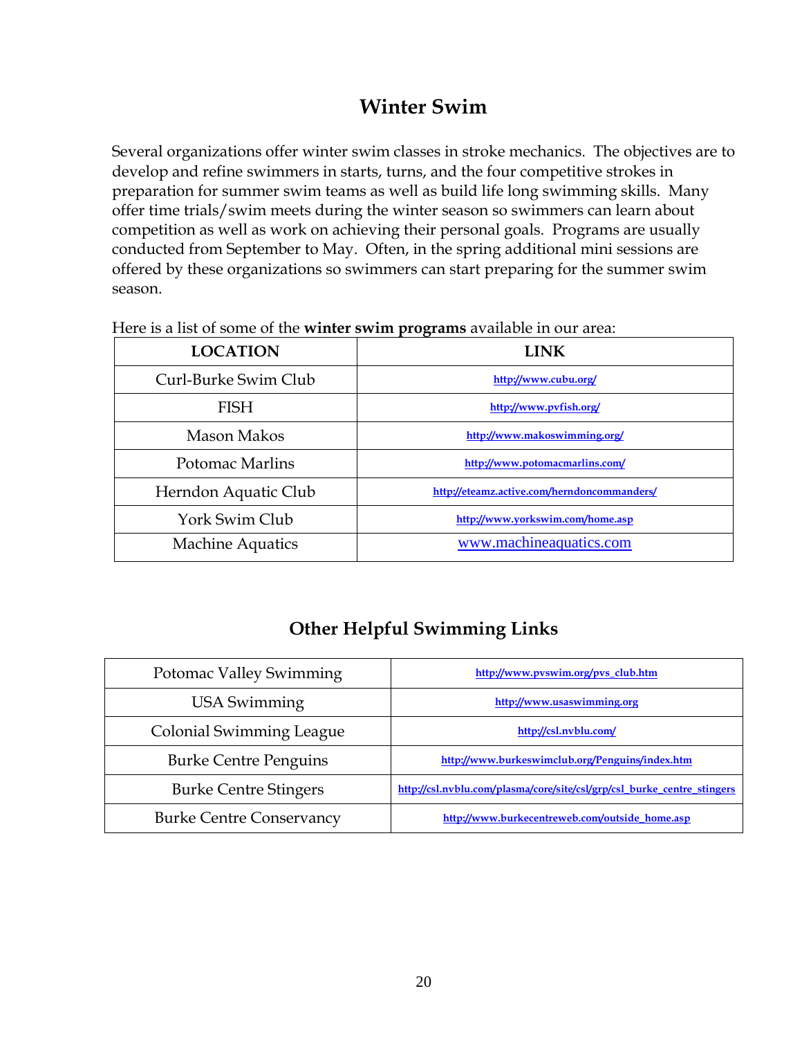# Winter Swim

Several organizations offer winter swim classes in stroke mechanics. The objectives are to develop and refine swimmers in starts, turns, and the four competitive strokes in preparation for summer swim teams as well as build life long swimming skills. Many offer time trials/swim meets during the winter season so swimmers can learn about competition as well as work on achieving their personal goals. Programs are usually conducted from September to May. Often, in the spring additional mini sessions are offered by these organizations so swimmers can start preparing for the summer swim season.

Here is a list of some of the **winter swim programs** available in our area:

| LOCATION | LINK |
|---|---|
| Curl-Burke Swim Club | http://www.cubu.org/ |
| FISH | http://www.pvfish.org/ |
| Mason Makos | http://www.makoswimming.org/ |
| Potomac Marlins | http://www.potomacmarlins.com/ |
| Herndon Aquatic Club | http://eteamz.active.com/herndoncommanders/ |
| York Swim Club | http://www.yorkswim.com/home.asp |
| Machine Aquatics | www.machineaquatics.com |

## Other Helpful Swimming Links

| | |
|---|---|
| Potomac Valley Swimming | http://www.pvswim.org/pvs_club.htm |
| USA Swimming | http://www.usaswimming.org |
| Colonial Swimming League | http://csl.nvblu.com/ |
| Burke Centre Penguins | http://www.burkeswimclub.org/Penguins/index.htm |
| Burke Centre Stingers | http://csl.nvblu.com/plasma/core/site/csl/grp/csl_burke_centre_stingers |
| Burke Centre Conservancy | http://www.burkecentreweb.com/outside_home.asp |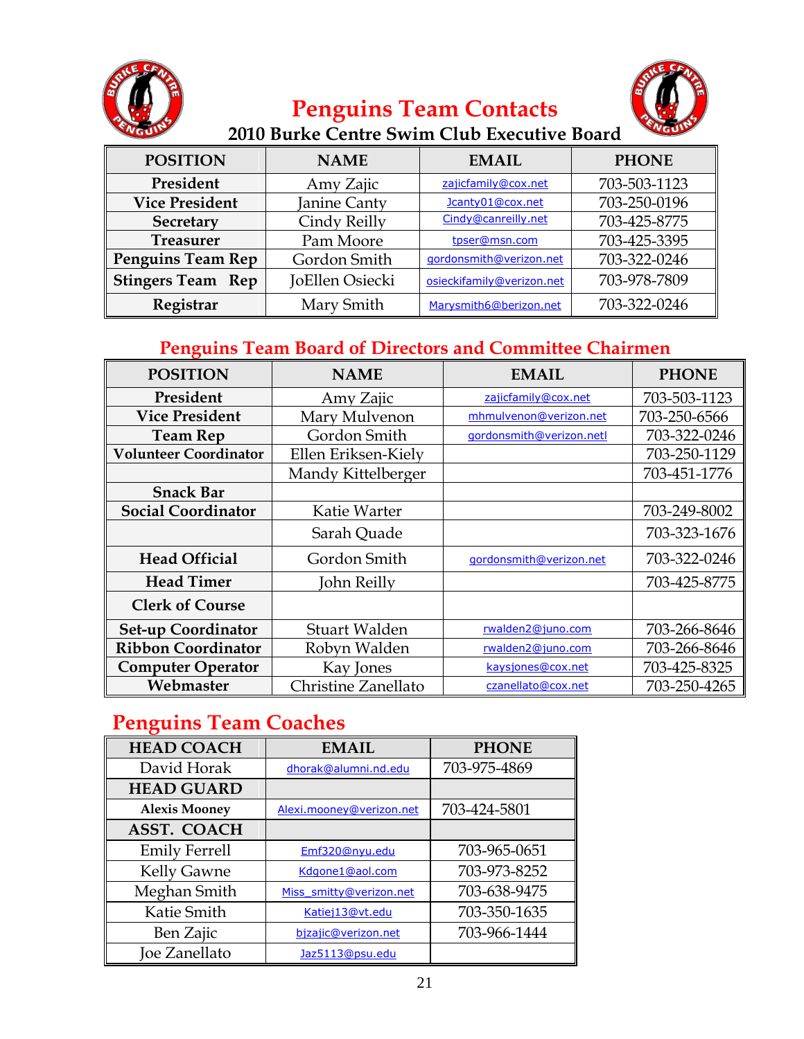# Penguins Team Contacts

## 2010 Burke Centre Swim Club Executive Board

| POSITION | NAME | EMAIL | PHONE |
|---|---|---|---|
| President | Amy Zajic | zajicfamily@cox.net | 703-503-1123 |
| Vice President | Janine Canty | Jcanty01@cox.net | 703-250-0196 |
| Secretary | Cindy Reilly | Cindy@canreilly.net | 703-425-8775 |
| Treasurer | Pam Moore | tpser@msn.com | 703-425-3395 |
| Penguins Team Rep | Gordon Smith | gordonsmith@verizon.net | 703-322-0246 |
| Stingers Team Rep | JoEllen Osiecki | osieckifamily@verizon.net | 703-978-7809 |
| Registrar | Mary Smith | Marysmith6@berizon.net | 703-322-0246 |

## Penguins Team Board of Directors and Committee Chairmen

| POSITION | NAME | EMAIL | PHONE |
|---|---|---|---|
| President | Amy Zajic | zajicfamily@cox.net | 703-503-1123 |
| Vice President | Mary Mulvenon | mhmulvenon@verizon.net | 703-250-6566 |
| Team Rep | Gordon Smith | gordonsmith@verizon.netl | 703-322-0246 |
| Volunteer Coordinator | Ellen Eriksen-Kiely | | 703-250-1129 |
| | Mandy Kittelberger | | 703-451-1776 |
| Snack Bar | | | |
| Social Coordinator | Katie Warter | | 703-249-8002 |
| | Sarah Quade | | 703-323-1676 |
| Head Official | Gordon Smith | gordonsmith@verizon.net | 703-322-0246 |
| Head Timer | John Reilly | | 703-425-8775 |
| Clerk of Course | | | |
| Set-up Coordinator | Stuart Walden | rwalden2@juno.com | 703-266-8646 |
| Ribbon Coordinator | Robyn Walden | rwalden2@juno.com | 703-266-8646 |
| Computer Operator | Kay Jones | kaysjones@cox.net | 703-425-8325 |
| Webmaster | Christine Zanellato | czanellato@cox.net | 703-250-4265 |

## Penguins Team Coaches

| HEAD COACH | EMAIL | PHONE |
|---|---|---|
| David Horak | dhorak@alumni.nd.edu | 703-975-4869 |
| **HEAD GUARD** | | |
| Alexis Mooney | Alexi.mooney@verizon.net | 703-424-5801 |
| **ASST. COACH** | | |
| Emily Ferrell | Emf320@nyu.edu | 703-965-0651 |
| Kelly Gawne | Kdgone1@aol.com | 703-973-8252 |
| Meghan Smith | Miss_smitty@verizon.net | 703-638-9475 |
| Katie Smith | Katiej13@vt.edu | 703-350-1635 |
| Ben Zajic | bjzajic@verizon.net | 703-966-1444 |
| Joe Zanellato | Jaz5113@psu.edu | |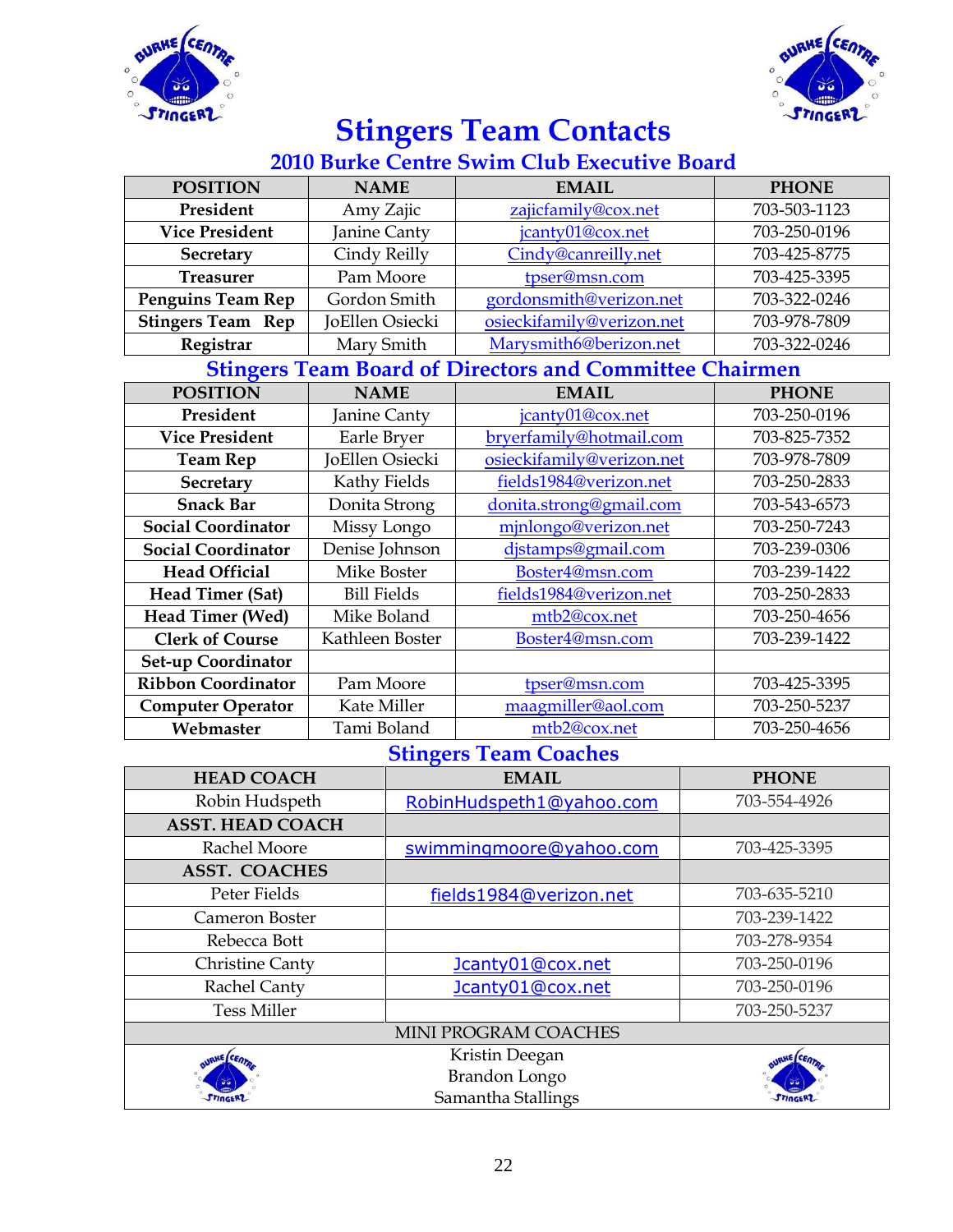# Stingers Team Contacts

## 2010 Burke Centre Swim Club Executive Board

| POSITION | NAME | EMAIL | PHONE |
|---|---|---|---|
| President | Amy Zajic | zajicfamily@cox.net | 703-503-1123 |
| Vice President | Janine Canty | jcanty01@cox.net | 703-250-0196 |
| Secretary | Cindy Reilly | Cindy@canreilly.net | 703-425-8775 |
| Treasurer | Pam Moore | tpser@msn.com | 703-425-3395 |
| Penguins Team Rep | Gordon Smith | gordonsmith@verizon.net | 703-322-0246 |
| Stingers Team Rep | JoEllen Osiecki | osieckifamily@verizon.net | 703-978-7809 |
| Registrar | Mary Smith | Marysmith6@berizon.net | 703-322-0246 |

## Stingers Team Board of Directors and Committee Chairmen

| POSITION | NAME | EMAIL | PHONE |
|---|---|---|---|
| President | Janine Canty | jcanty01@cox.net | 703-250-0196 |
| Vice President | Earle Bryer | bryerfamily@hotmail.com | 703-825-7352 |
| Team Rep | JoEllen Osiecki | osieckifamily@verizon.net | 703-978-7809 |
| Secretary | Kathy Fields | fields1984@verizon.net | 703-250-2833 |
| Snack Bar | Donita Strong | donita.strong@gmail.com | 703-543-6573 |
| Social Coordinator | Missy Longo | mjnlongo@verizon.net | 703-250-7243 |
| Social Coordinator | Denise Johnson | djstamps@gmail.com | 703-239-0306 |
| Head Official | Mike Boster | Boster4@msn.com | 703-239-1422 |
| Head Timer (Sat) | Bill Fields | fields1984@verizon.net | 703-250-2833 |
| Head Timer (Wed) | Mike Boland | mtb2@cox.net | 703-250-4656 |
| Clerk of Course | Kathleen Boster | Boster4@msn.com | 703-239-1422 |
| Set-up Coordinator | | | |
| Ribbon Coordinator | Pam Moore | tpser@msn.com | 703-425-3395 |
| Computer Operator | Kate Miller | maagmiller@aol.com | 703-250-5237 |
| Webmaster | Tami Boland | mtb2@cox.net | 703-250-4656 |

## Stingers Team Coaches

| HEAD COACH | EMAIL | PHONE |
|---|---|---|
| Robin Hudspeth | RobinHudspeth1@yahoo.com | 703-554-4926 |
| **ASST. HEAD COACH** | | |
| Rachel Moore | swimmingmoore@yahoo.com | 703-425-3395 |
| **ASST. COACHES** | | |
| Peter Fields | fields1984@verizon.net | 703-635-5210 |
| Cameron Boster | | 703-239-1422 |
| Rebecca Bott | | 703-278-9354 |
| Christine Canty | Jcanty01@cox.net | 703-250-0196 |
| Rachel Canty | Jcanty01@cox.net | 703-250-0196 |
| Tess Miller | | 703-250-5237 |
| MINI PROGRAM COACHES | | |
| Kristin Deegan<br>Brandon Longo<br>Samantha Stallings | | |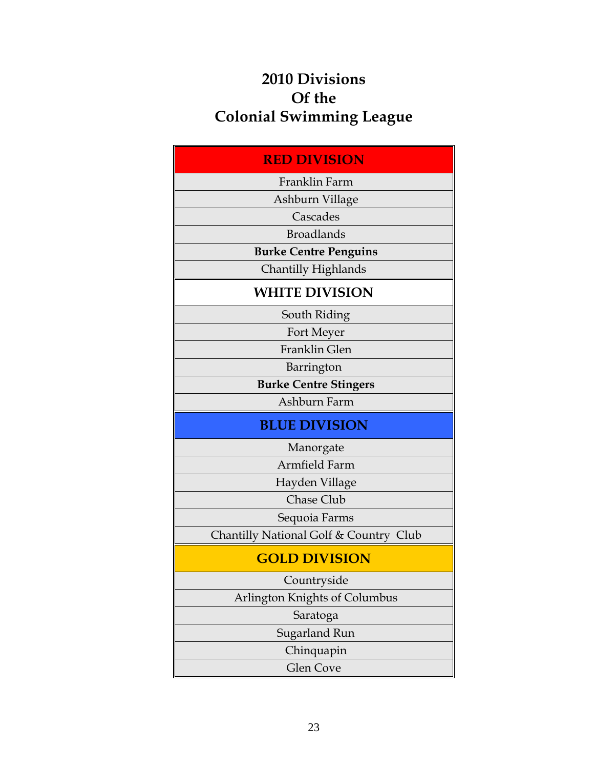# 2010 Divisions
# Of the
# Colonial Swimming League

| |
|---|
| **RED DIVISION** |
| Franklin Farm |
| Ashburn Village |
| Cascades |
| Broadlands |
| **Burke Centre Penguins** |
| Chantilly Highlands |
| **WHITE DIVISION** |
| South Riding |
| Fort Meyer |
| Franklin Glen |
| Barrington |
| **Burke Centre Stingers** |
| Ashburn Farm |
| **BLUE DIVISION** |
| Manorgate |
| Armfield Farm |
| Hayden Village |
| Chase Club |
| Sequoia Farms |
| Chantilly National Golf & Country Club |
| **GOLD DIVISION** |
| Countryside |
| Arlington Knights of Columbus |
| Saratoga |
| Sugarland Run |
| Chinquapin |
| Glen Cove |